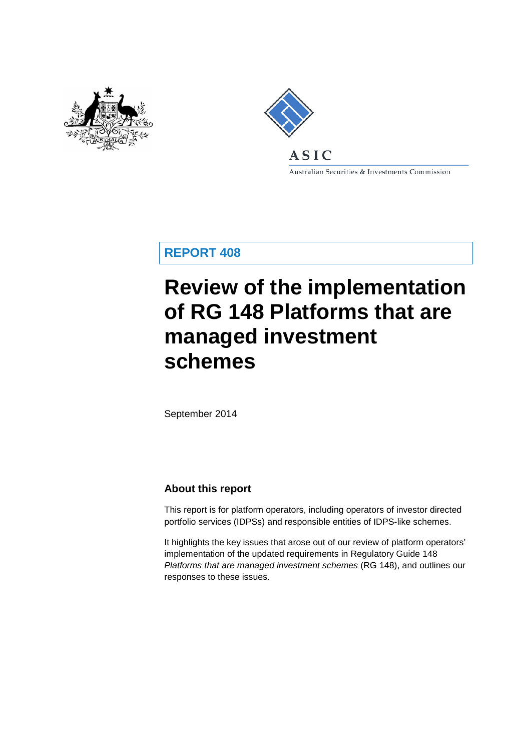ASIC

Australian Securities & Investments Commission

**REPORT 408**

# Review of the implementation of RG 148 Platforms that are managed investment schemes

September 2014

## About this report

This report is for platform operators, including operators of investor directed portfolio services (IDPSs) and responsible entities of IDPS-like schemes.

It highlights the key issues that arose out of our review of platform operators' implementation of the updated requirements in Regulatory Guide 148 *Platforms that are managed investment schemes* (RG 148), and outlines our responses to these issues.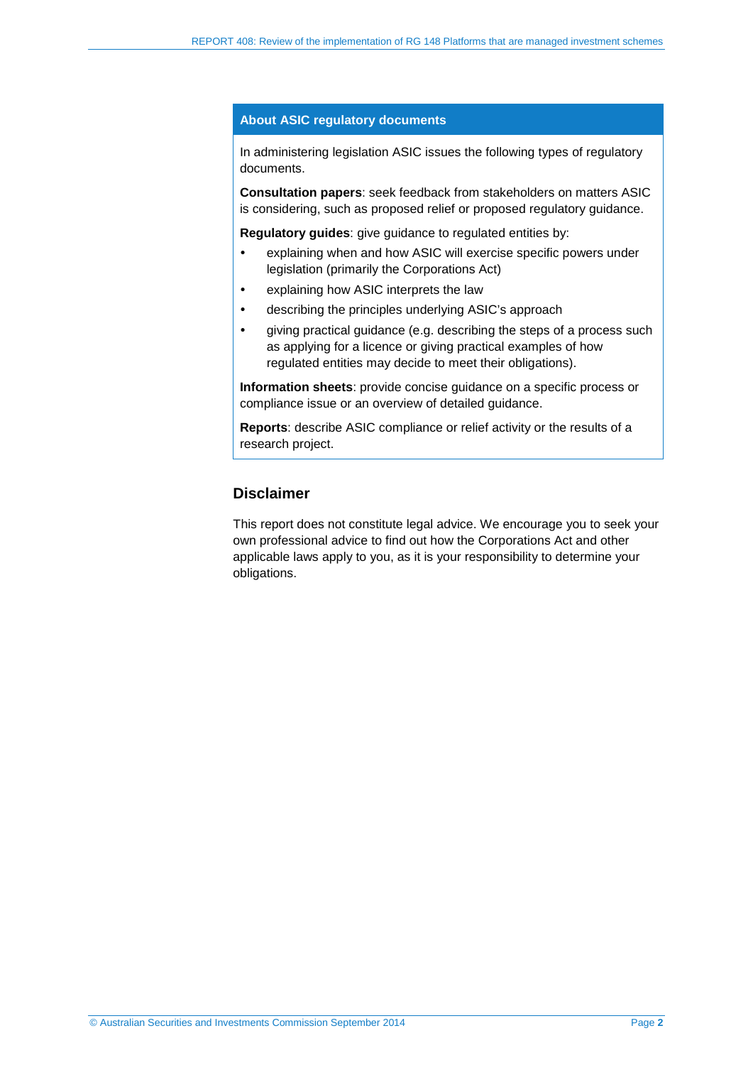## About ASIC regulatory documents

In administering legislation ASIC issues the following types of regulatory documents.

**Consultation papers**: seek feedback from stakeholders on matters ASIC is considering, such as proposed relief or proposed regulatory guidance.

**Regulatory guides**: give guidance to regulated entities by:

- explaining when and how ASIC will exercise specific powers under legislation (primarily the Corporations Act)
- explaining how ASIC interprets the law
- describing the principles underlying ASIC's approach
- giving practical guidance (e.g. describing the steps of a process such as applying for a licence or giving practical examples of how regulated entities may decide to meet their obligations).

**Information sheets**: provide concise guidance on a specific process or compliance issue or an overview of detailed guidance.

**Reports**: describe ASIC compliance or relief activity or the results of a research project.

## Disclaimer

This report does not constitute legal advice. We encourage you to seek your own professional advice to find out how the Corporations Act and other applicable laws apply to you, as it is your responsibility to determine your obligations.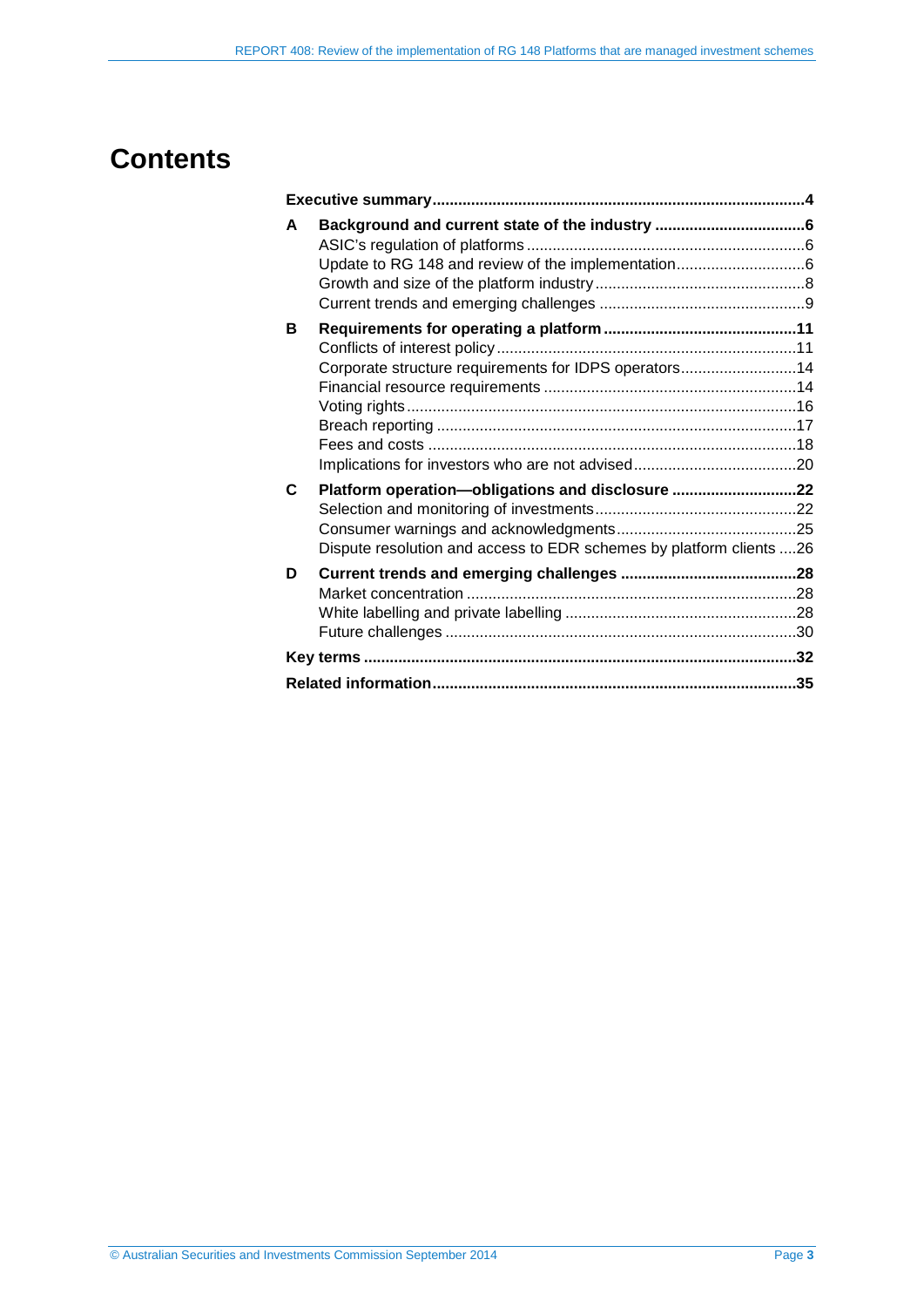# Contents

| | | |
|---|---|---|
| **Executive summary** | | **4** |
| **A** | **Background and current state of the industry** | **6** |
| | ASIC's regulation of platforms | 6 |
| | Update to RG 148 and review of the implementation | 6 |
| | Growth and size of the platform industry | 8 |
| | Current trends and emerging challenges | 9 |
| **B** | **Requirements for operating a platform** | **11** |
| | Conflicts of interest policy | 11 |
| | Corporate structure requirements for IDPS operators | 14 |
| | Financial resource requirements | 14 |
| | Voting rights | 16 |
| | Breach reporting | 17 |
| | Fees and costs | 18 |
| | Implications for investors who are not advised | 20 |
| **C** | **Platform operation—obligations and disclosure** | **22** |
| | Selection and monitoring of investments | 22 |
| | Consumer warnings and acknowledgments | 25 |
| | Dispute resolution and access to EDR schemes by platform clients | 26 |
| **D** | **Current trends and emerging challenges** | **28** |
| | Market concentration | 28 |
| | White labelling and private labelling | 28 |
| | Future challenges | 30 |
| **Key terms** | | **32** |
| **Related information** | | **35** |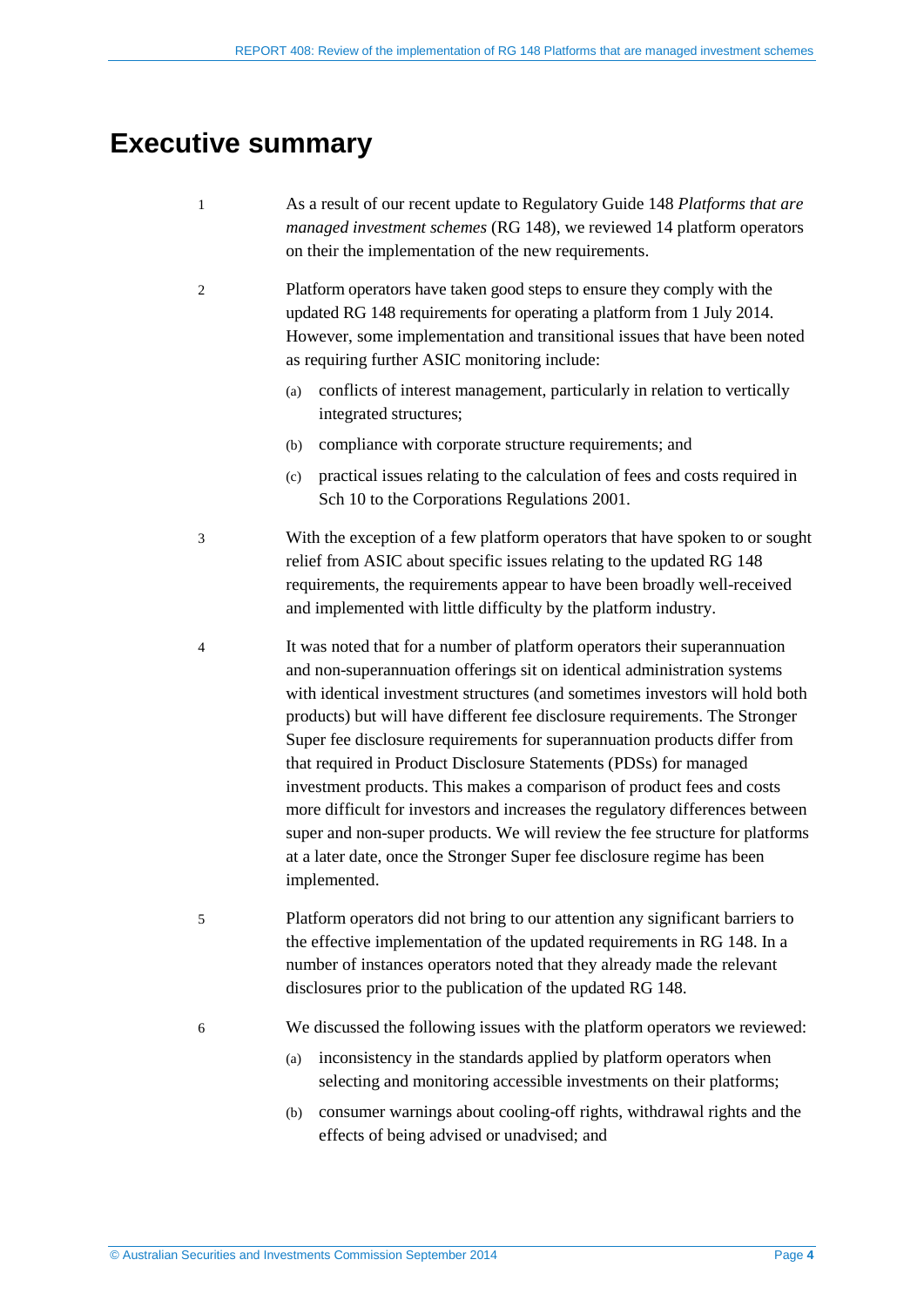# Executive summary

1 As a result of our recent update to Regulatory Guide 148 *Platforms that are managed investment schemes* (RG 148), we reviewed 14 platform operators on their the implementation of the new requirements.

2 Platform operators have taken good steps to ensure they comply with the updated RG 148 requirements for operating a platform from 1 July 2014. However, some implementation and transitional issues that have been noted as requiring further ASIC monitoring include:

(a) conflicts of interest management, particularly in relation to vertically integrated structures;

(b) compliance with corporate structure requirements; and

(c) practical issues relating to the calculation of fees and costs required in Sch 10 to the Corporations Regulations 2001.

3 With the exception of a few platform operators that have spoken to or sought relief from ASIC about specific issues relating to the updated RG 148 requirements, the requirements appear to have been broadly well-received and implemented with little difficulty by the platform industry.

4 It was noted that for a number of platform operators their superannuation and non-superannuation offerings sit on identical administration systems with identical investment structures (and sometimes investors will hold both products) but will have different fee disclosure requirements. The Stronger Super fee disclosure requirements for superannuation products differ from that required in Product Disclosure Statements (PDSs) for managed investment products. This makes a comparison of product fees and costs more difficult for investors and increases the regulatory differences between super and non-super products. We will review the fee structure for platforms at a later date, once the Stronger Super fee disclosure regime has been implemented.

5 Platform operators did not bring to our attention any significant barriers to the effective implementation of the updated requirements in RG 148. In a number of instances operators noted that they already made the relevant disclosures prior to the publication of the updated RG 148.

6 We discussed the following issues with the platform operators we reviewed:

(a) inconsistency in the standards applied by platform operators when selecting and monitoring accessible investments on their platforms;

(b) consumer warnings about cooling-off rights, withdrawal rights and the effects of being advised or unadvised; and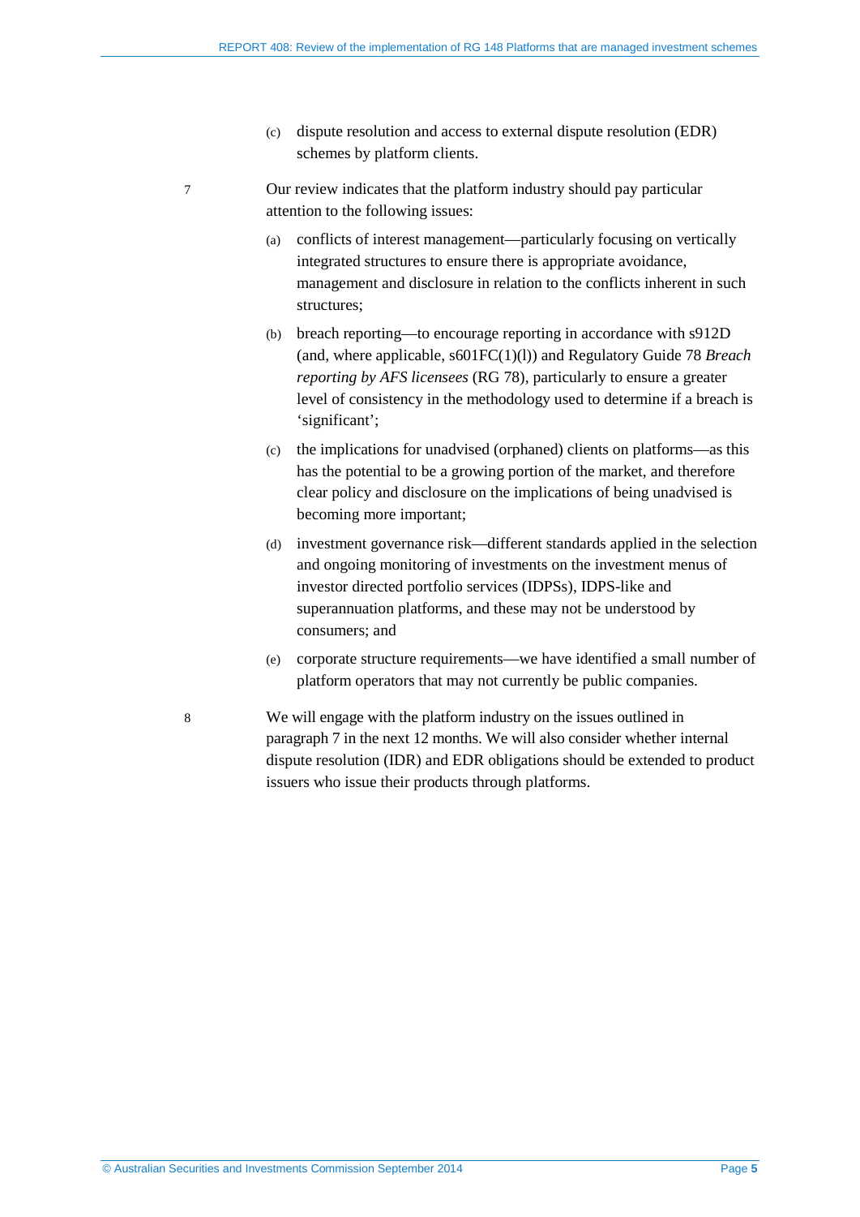(c) dispute resolution and access to external dispute resolution (EDR) schemes by platform clients.

7 Our review indicates that the platform industry should pay particular attention to the following issues:

(a) conflicts of interest management—particularly focusing on vertically integrated structures to ensure there is appropriate avoidance, management and disclosure in relation to the conflicts inherent in such structures;

(b) breach reporting—to encourage reporting in accordance with s912D (and, where applicable, s601FC(1)(l)) and Regulatory Guide 78 *Breach reporting by AFS licensees* (RG 78), particularly to ensure a greater level of consistency in the methodology used to determine if a breach is 'significant';

(c) the implications for unadvised (orphaned) clients on platforms—as this has the potential to be a growing portion of the market, and therefore clear policy and disclosure on the implications of being unadvised is becoming more important;

(d) investment governance risk—different standards applied in the selection and ongoing monitoring of investments on the investment menus of investor directed portfolio services (IDPSs), IDPS-like and superannuation platforms, and these may not be understood by consumers; and

(e) corporate structure requirements—we have identified a small number of platform operators that may not currently be public companies.

8 We will engage with the platform industry on the issues outlined in paragraph 7 in the next 12 months. We will also consider whether internal dispute resolution (IDR) and EDR obligations should be extended to product issuers who issue their products through platforms.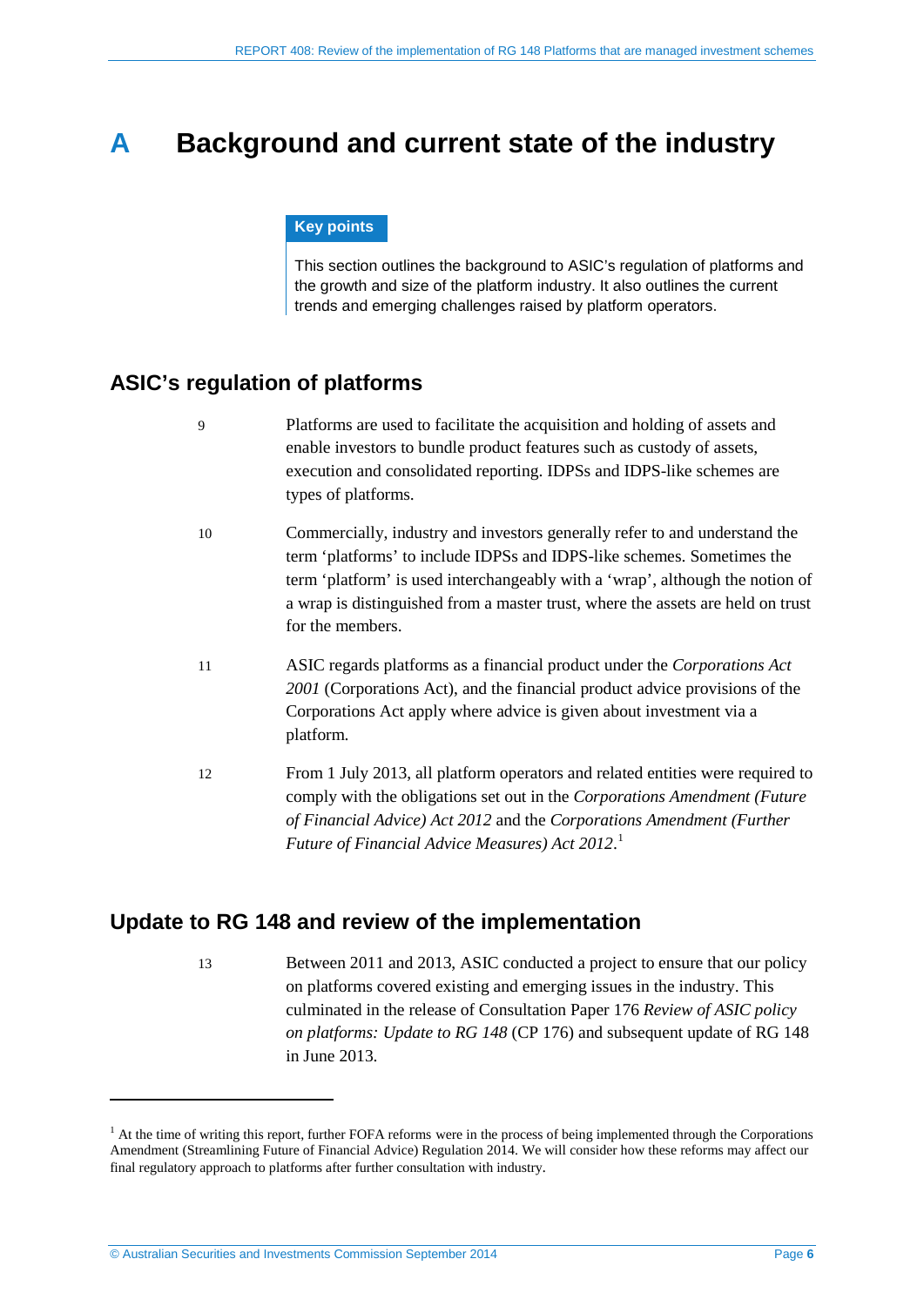# A Background and current state of the industry

**Key points**

This section outlines the background to ASIC's regulation of platforms and the growth and size of the platform industry. It also outlines the current trends and emerging challenges raised by platform operators.

## ASIC's regulation of platforms

9 Platforms are used to facilitate the acquisition and holding of assets and enable investors to bundle product features such as custody of assets, execution and consolidated reporting. IDPSs and IDPS-like schemes are types of platforms.

10 Commercially, industry and investors generally refer to and understand the term 'platforms' to include IDPSs and IDPS-like schemes. Sometimes the term 'platform' is used interchangeably with a 'wrap', although the notion of a wrap is distinguished from a master trust, where the assets are held on trust for the members.

11 ASIC regards platforms as a financial product under the *Corporations Act 2001* (Corporations Act), and the financial product advice provisions of the Corporations Act apply where advice is given about investment via a platform.

12 From 1 July 2013, all platform operators and related entities were required to comply with the obligations set out in the *Corporations Amendment (Future of Financial Advice) Act 2012* and the *Corporations Amendment (Further Future of Financial Advice Measures) Act 2012*.[1]

## Update to RG 148 and review of the implementation

13 Between 2011 and 2013, ASIC conducted a project to ensure that our policy on platforms covered existing and emerging issues in the industry. This culminated in the release of Consultation Paper 176 *Review of ASIC policy on platforms: Update to RG 148* (CP 176) and subsequent update of RG 148 in June 2013.

---

[1] At the time of writing this report, further FOFA reforms were in the process of being implemented through the Corporations Amendment (Streamlining Future of Financial Advice) Regulation 2014. We will consider how these reforms may affect our final regulatory approach to platforms after further consultation with industry.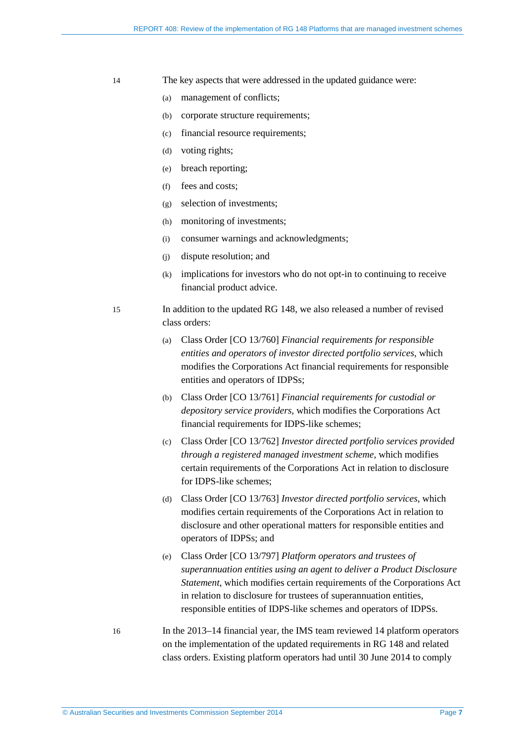14 The key aspects that were addressed in the updated guidance were:

(a) management of conflicts;

(b) corporate structure requirements;

(c) financial resource requirements;

(d) voting rights;

(e) breach reporting;

(f) fees and costs;

(g) selection of investments;

(h) monitoring of investments;

(i) consumer warnings and acknowledgments;

(j) dispute resolution; and

(k) implications for investors who do not opt-in to continuing to receive financial product advice.

15 In addition to the updated RG 148, we also released a number of revised class orders:

(a) Class Order [CO 13/760] *Financial requirements for responsible entities and operators of investor directed portfolio services*, which modifies the Corporations Act financial requirements for responsible entities and operators of IDPSs;

(b) Class Order [CO 13/761] *Financial requirements for custodial or depository service providers*, which modifies the Corporations Act financial requirements for IDPS-like schemes;

(c) Class Order [CO 13/762] *Investor directed portfolio services provided through a registered managed investment scheme*, which modifies certain requirements of the Corporations Act in relation to disclosure for IDPS-like schemes;

(d) Class Order [CO 13/763] *Investor directed portfolio services*, which modifies certain requirements of the Corporations Act in relation to disclosure and other operational matters for responsible entities and operators of IDPSs; and

(e) Class Order [CO 13/797] *Platform operators and trustees of superannuation entities using an agent to deliver a Product Disclosure Statement*, which modifies certain requirements of the Corporations Act in relation to disclosure for trustees of superannuation entities, responsible entities of IDPS-like schemes and operators of IDPSs.

16 In the 2013–14 financial year, the IMS team reviewed 14 platform operators on the implementation of the updated requirements in RG 148 and related class orders. Existing platform operators had until 30 June 2014 to comply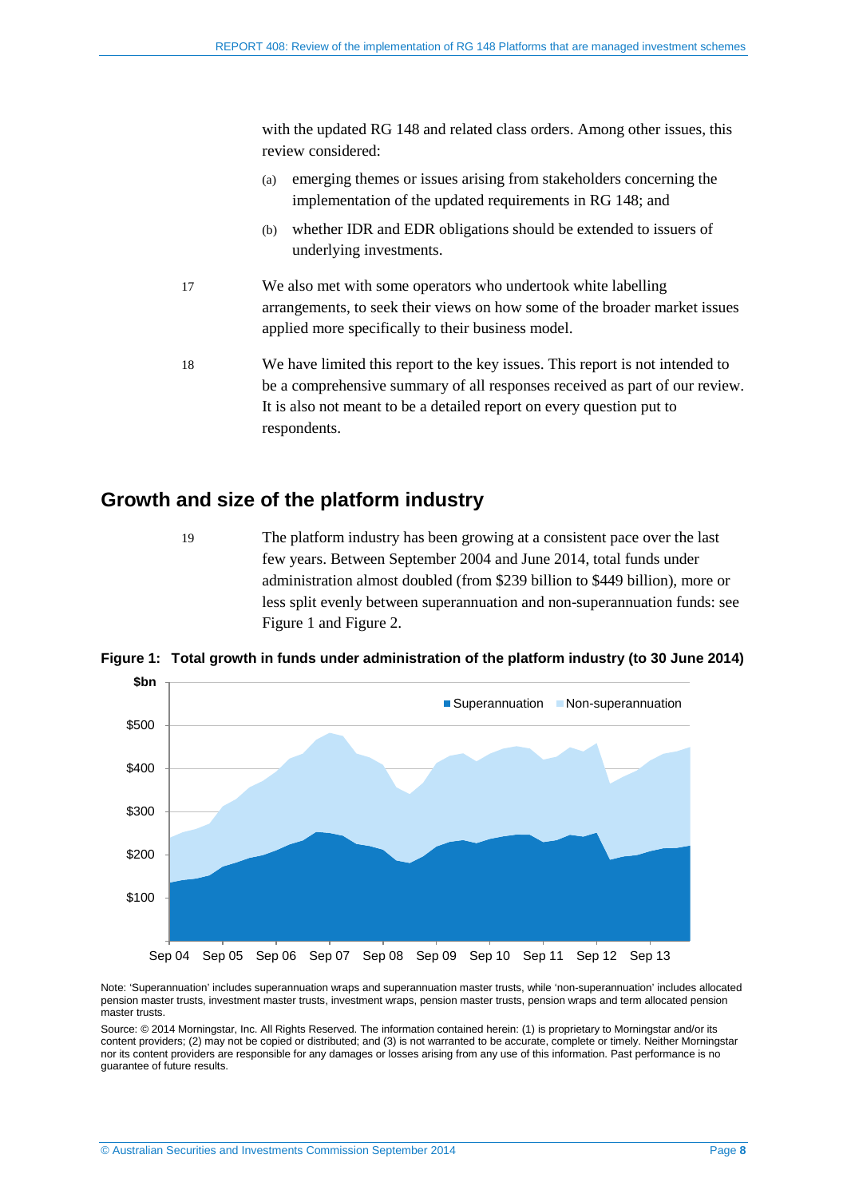with the updated RG 148 and related class orders. Among other issues, this review considered:

(a) emerging themes or issues arising from stakeholders concerning the implementation of the updated requirements in RG 148; and

(b) whether IDR and EDR obligations should be extended to issuers of underlying investments.

17 We also met with some operators who undertook white labelling arrangements, to seek their views on how some of the broader market issues applied more specifically to their business model.

18 We have limited this report to the key issues. This report is not intended to be a comprehensive summary of all responses received as part of our review. It is also not meant to be a detailed report on every question put to respondents.

## Growth and size of the platform industry

19 The platform industry has been growing at a consistent pace over the last few years. Between September 2004 and June 2014, total funds under administration almost doubled (from $239 billion to $449 billion), more or less split evenly between superannuation and non-superannuation funds: see Figure 1 and Figure 2.

**Figure 1: Total growth in funds under administration of the platform industry (to 30 June 2014)**

Note: 'Superannuation' includes superannuation wraps and superannuation master trusts, while 'non-superannuation' includes allocated pension master trusts, investment master trusts, investment wraps, pension master trusts, pension wraps and term allocated pension master trusts.

Source: © 2014 Morningstar, Inc. All Rights Reserved. The information contained herein: (1) is proprietary to Morningstar and/or its content providers; (2) may not be copied or distributed; and (3) is not warranted to be accurate, complete or timely. Neither Morningstar nor its content providers are responsible for any damages or losses arising from any use of this information. Past performance is no guarantee of future results.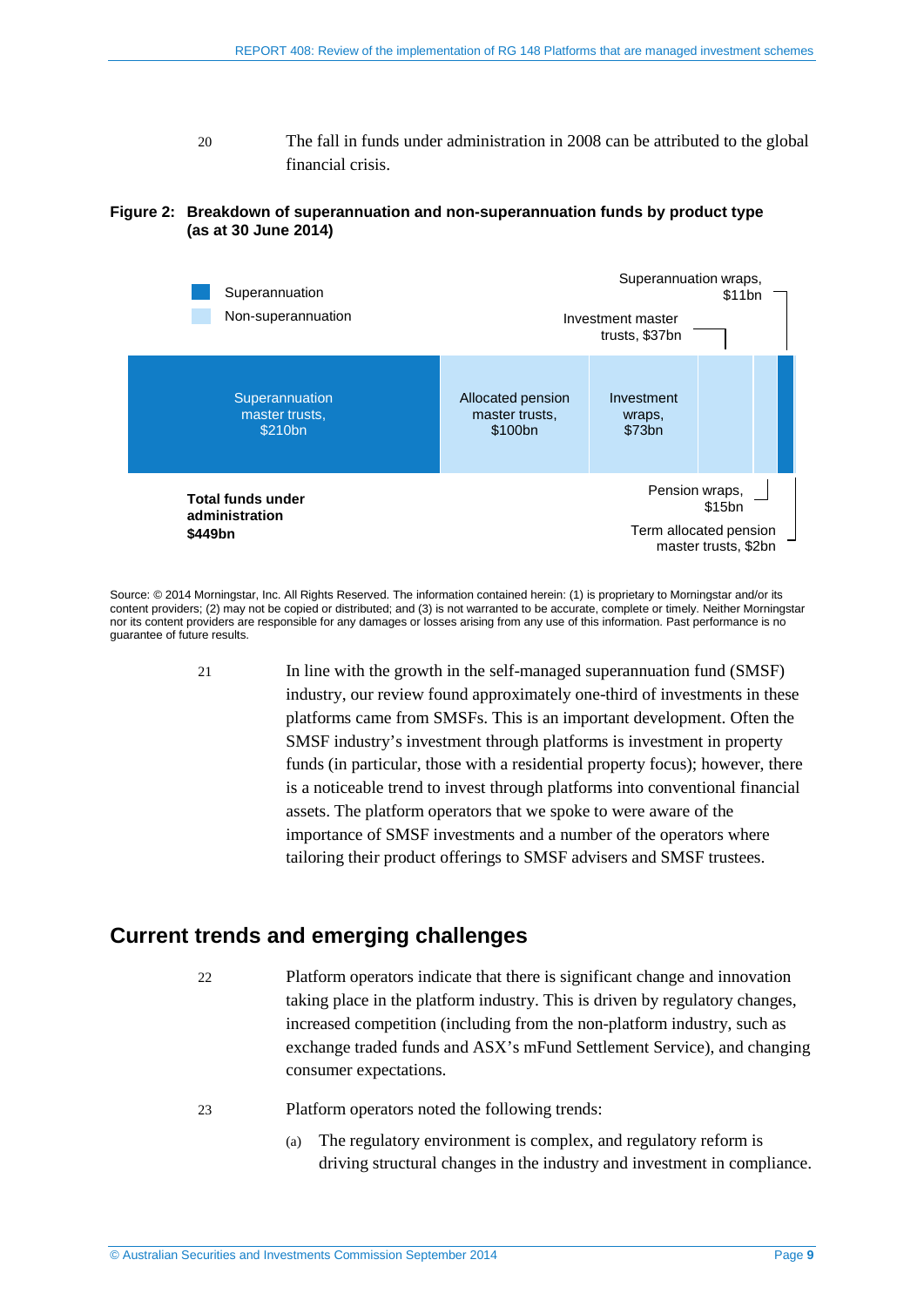20 The fall in funds under administration in 2008 can be attributed to the global financial crisis.

**Figure 2: Breakdown of superannuation and non-superannuation funds by product type (as at 30 June 2014)**

Superannuation

Non-superannuation

Superannuation master trusts, $210bn

Allocated pension master trusts, $100bn

Investment wraps, $73bn

Investment master trusts, $37bn

Superannuation wraps, $11bn

Pension wraps, $15bn

Term allocated pension master trusts, $2bn

**Total funds under administration $449bn**

Source: © 2014 Morningstar, Inc. All Rights Reserved. The information contained herein: (1) is proprietary to Morningstar and/or its content providers; (2) may not be copied or distributed; and (3) is not warranted to be accurate, complete or timely. Neither Morningstar nor its content providers are responsible for any damages or losses arising from any use of this information. Past performance is no guarantee of future results.

21 In line with the growth in the self-managed superannuation fund (SMSF) industry, our review found approximately one-third of investments in these platforms came from SMSFs. This is an important development. Often the SMSF industry's investment through platforms is investment in property funds (in particular, those with a residential property focus); however, there is a noticeable trend to invest through platforms into conventional financial assets. The platform operators that we spoke to were aware of the importance of SMSF investments and a number of the operators where tailoring their product offerings to SMSF advisers and SMSF trustees.

## Current trends and emerging challenges

22 Platform operators indicate that there is significant change and innovation taking place in the platform industry. This is driven by regulatory changes, increased competition (including from the non-platform industry, such as exchange traded funds and ASX's mFund Settlement Service), and changing consumer expectations.

23 Platform operators noted the following trends:

(a) The regulatory environment is complex, and regulatory reform is driving structural changes in the industry and investment in compliance.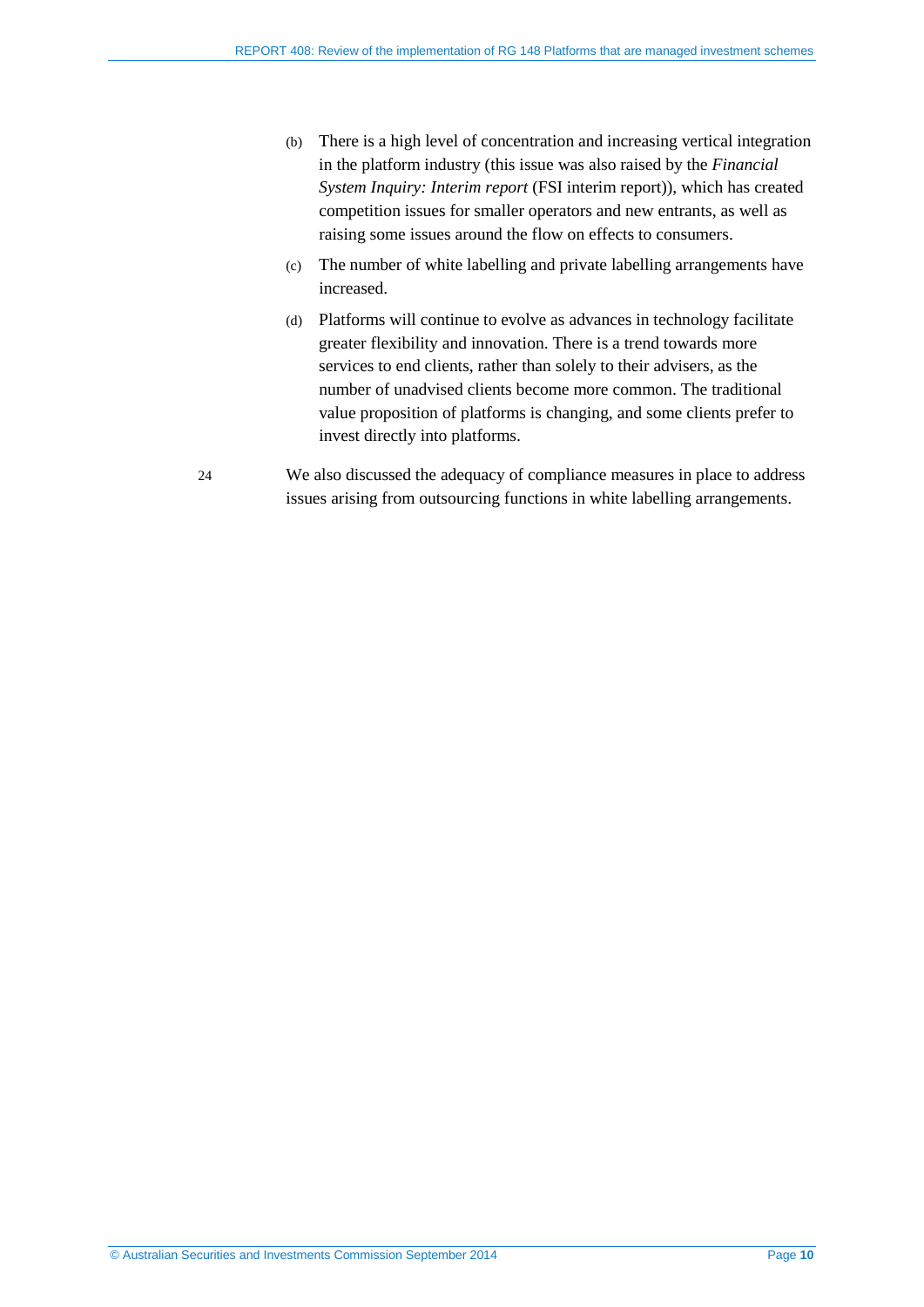(b) There is a high level of concentration and increasing vertical integration in the platform industry (this issue was also raised by the *Financial System Inquiry: Interim report* (FSI interim report)), which has created competition issues for smaller operators and new entrants, as well as raising some issues around the flow on effects to consumers.

(c) The number of white labelling and private labelling arrangements have increased.

(d) Platforms will continue to evolve as advances in technology facilitate greater flexibility and innovation. There is a trend towards more services to end clients, rather than solely to their advisers, as the number of unadvised clients become more common. The traditional value proposition of platforms is changing, and some clients prefer to invest directly into platforms.

24 We also discussed the adequacy of compliance measures in place to address issues arising from outsourcing functions in white labelling arrangements.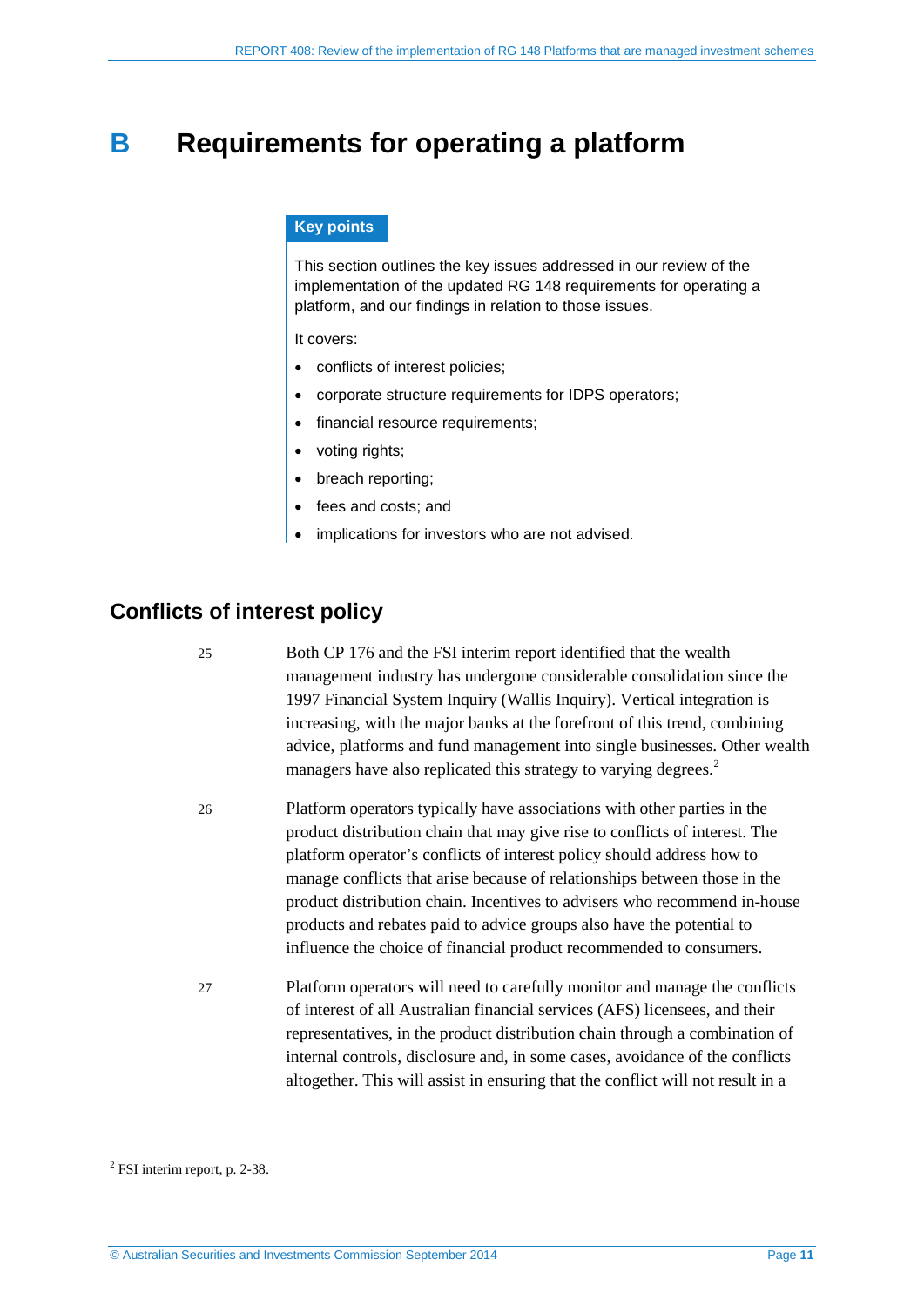# B Requirements for operating a platform

**Key points**

This section outlines the key issues addressed in our review of the implementation of the updated RG 148 requirements for operating a platform, and our findings in relation to those issues.

It covers:

- conflicts of interest policies;
- corporate structure requirements for IDPS operators;
- financial resource requirements;
- voting rights;
- breach reporting;
- fees and costs; and
- implications for investors who are not advised.

## Conflicts of interest policy

25 Both CP 176 and the FSI interim report identified that the wealth management industry has undergone considerable consolidation since the 1997 Financial System Inquiry (Wallis Inquiry). Vertical integration is increasing, with the major banks at the forefront of this trend, combining advice, platforms and fund management into single businesses. Other wealth managers have also replicated this strategy to varying degrees.[2]

26 Platform operators typically have associations with other parties in the product distribution chain that may give rise to conflicts of interest. The platform operator's conflicts of interest policy should address how to manage conflicts that arise because of relationships between those in the product distribution chain. Incentives to advisers who recommend in-house products and rebates paid to advice groups also have the potential to influence the choice of financial product recommended to consumers.

27 Platform operators will need to carefully monitor and manage the conflicts of interest of all Australian financial services (AFS) licensees, and their representatives, in the product distribution chain through a combination of internal controls, disclosure and, in some cases, avoidance of the conflicts altogether. This will assist in ensuring that the conflict will not result in a

[2] FSI interim report, p. 2-38.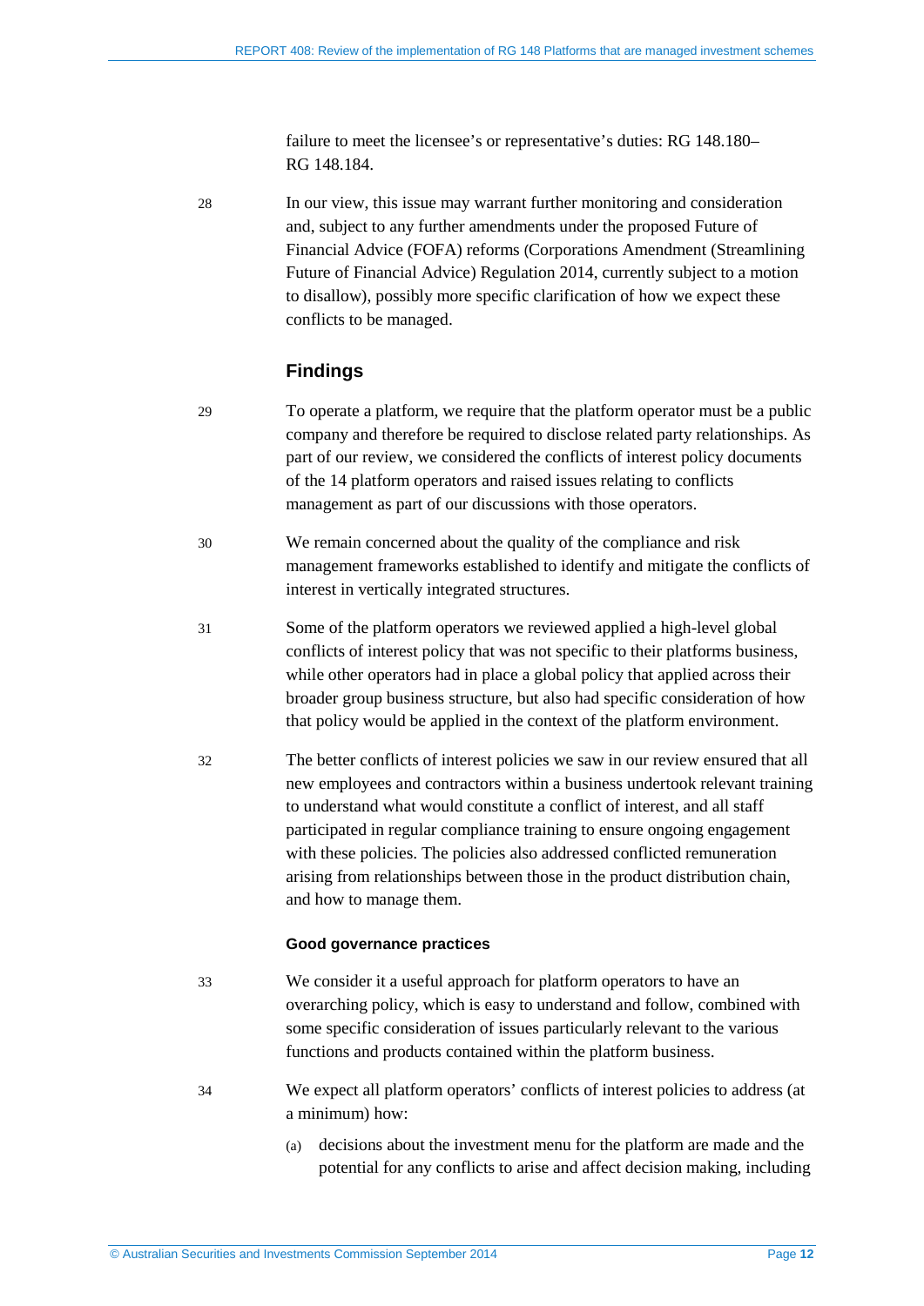failure to meet the licensee's or representative's duties: RG 148.180–RG 148.184.

28 In our view, this issue may warrant further monitoring and consideration and, subject to any further amendments under the proposed Future of Financial Advice (FOFA) reforms (Corporations Amendment (Streamlining Future of Financial Advice) Regulation 2014, currently subject to a motion to disallow), possibly more specific clarification of how we expect these conflicts to be managed.

## Findings

29 To operate a platform, we require that the platform operator must be a public company and therefore be required to disclose related party relationships. As part of our review, we considered the conflicts of interest policy documents of the 14 platform operators and raised issues relating to conflicts management as part of our discussions with those operators.

30 We remain concerned about the quality of the compliance and risk management frameworks established to identify and mitigate the conflicts of interest in vertically integrated structures.

31 Some of the platform operators we reviewed applied a high-level global conflicts of interest policy that was not specific to their platforms business, while other operators had in place a global policy that applied across their broader group business structure, but also had specific consideration of how that policy would be applied in the context of the platform environment.

32 The better conflicts of interest policies we saw in our review ensured that all new employees and contractors within a business undertook relevant training to understand what would constitute a conflict of interest, and all staff participated in regular compliance training to ensure ongoing engagement with these policies. The policies also addressed conflicted remuneration arising from relationships between those in the product distribution chain, and how to manage them.

### Good governance practices

33 We consider it a useful approach for platform operators to have an overarching policy, which is easy to understand and follow, combined with some specific consideration of issues particularly relevant to the various functions and products contained within the platform business.

34 We expect all platform operators' conflicts of interest policies to address (at a minimum) how:

(a) decisions about the investment menu for the platform are made and the potential for any conflicts to arise and affect decision making, including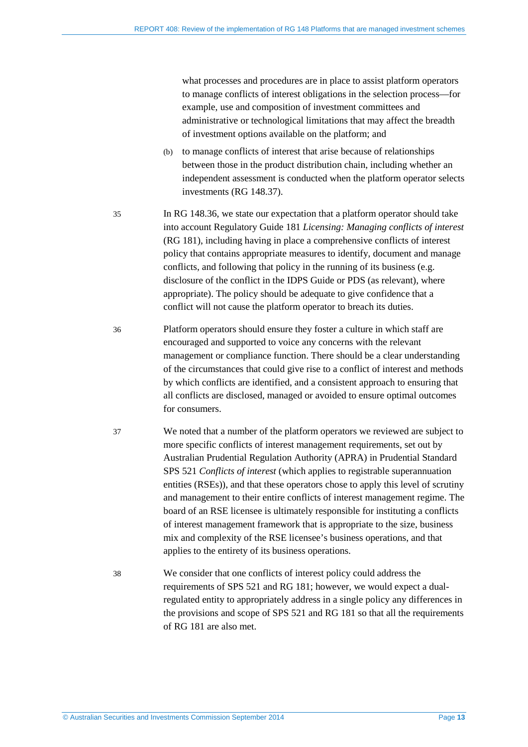what processes and procedures are in place to assist platform operators to manage conflicts of interest obligations in the selection process—for example, use and composition of investment committees and administrative or technological limitations that may affect the breadth of investment options available on the platform; and

(b) to manage conflicts of interest that arise because of relationships between those in the product distribution chain, including whether an independent assessment is conducted when the platform operator selects investments (RG 148.37).

35 In RG 148.36, we state our expectation that a platform operator should take into account Regulatory Guide 181 *Licensing: Managing conflicts of interest* (RG 181), including having in place a comprehensive conflicts of interest policy that contains appropriate measures to identify, document and manage conflicts, and following that policy in the running of its business (e.g. disclosure of the conflict in the IDPS Guide or PDS (as relevant), where appropriate). The policy should be adequate to give confidence that a conflict will not cause the platform operator to breach its duties.

36 Platform operators should ensure they foster a culture in which staff are encouraged and supported to voice any concerns with the relevant management or compliance function. There should be a clear understanding of the circumstances that could give rise to a conflict of interest and methods by which conflicts are identified, and a consistent approach to ensuring that all conflicts are disclosed, managed or avoided to ensure optimal outcomes for consumers.

37 We noted that a number of the platform operators we reviewed are subject to more specific conflicts of interest management requirements, set out by Australian Prudential Regulation Authority (APRA) in Prudential Standard SPS 521 *Conflicts of interest* (which applies to registrable superannuation entities (RSEs)), and that these operators chose to apply this level of scrutiny and management to their entire conflicts of interest management regime. The board of an RSE licensee is ultimately responsible for instituting a conflicts of interest management framework that is appropriate to the size, business mix and complexity of the RSE licensee's business operations, and that applies to the entirety of its business operations.

38 We consider that one conflicts of interest policy could address the requirements of SPS 521 and RG 181; however, we would expect a dual-regulated entity to appropriately address in a single policy any differences in the provisions and scope of SPS 521 and RG 181 so that all the requirements of RG 181 are also met.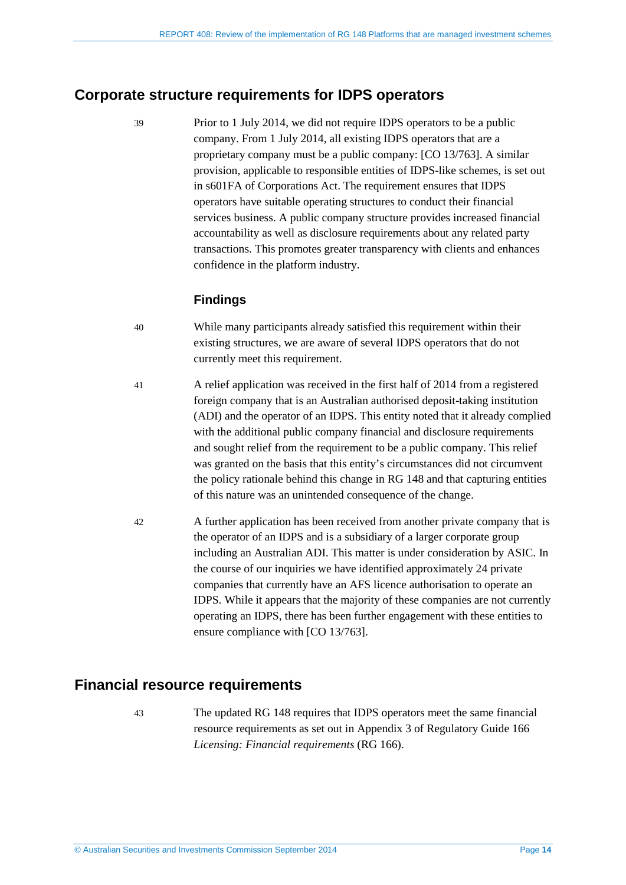## Corporate structure requirements for IDPS operators

39 Prior to 1 July 2014, we did not require IDPS operators to be a public company. From 1 July 2014, all existing IDPS operators that are a proprietary company must be a public company: [CO 13/763]. A similar provision, applicable to responsible entities of IDPS-like schemes, is set out in s601FA of Corporations Act. The requirement ensures that IDPS operators have suitable operating structures to conduct their financial services business. A public company structure provides increased financial accountability as well as disclosure requirements about any related party transactions. This promotes greater transparency with clients and enhances confidence in the platform industry.

### Findings

40 While many participants already satisfied this requirement within their existing structures, we are aware of several IDPS operators that do not currently meet this requirement.

41 A relief application was received in the first half of 2014 from a registered foreign company that is an Australian authorised deposit-taking institution (ADI) and the operator of an IDPS. This entity noted that it already complied with the additional public company financial and disclosure requirements and sought relief from the requirement to be a public company. This relief was granted on the basis that this entity's circumstances did not circumvent the policy rationale behind this change in RG 148 and that capturing entities of this nature was an unintended consequence of the change.

42 A further application has been received from another private company that is the operator of an IDPS and is a subsidiary of a larger corporate group including an Australian ADI. This matter is under consideration by ASIC. In the course of our inquiries we have identified approximately 24 private companies that currently have an AFS licence authorisation to operate an IDPS. While it appears that the majority of these companies are not currently operating an IDPS, there has been further engagement with these entities to ensure compliance with [CO 13/763].

## Financial resource requirements

43 The updated RG 148 requires that IDPS operators meet the same financial resource requirements as set out in Appendix 3 of Regulatory Guide 166 *Licensing: Financial requirements* (RG 166).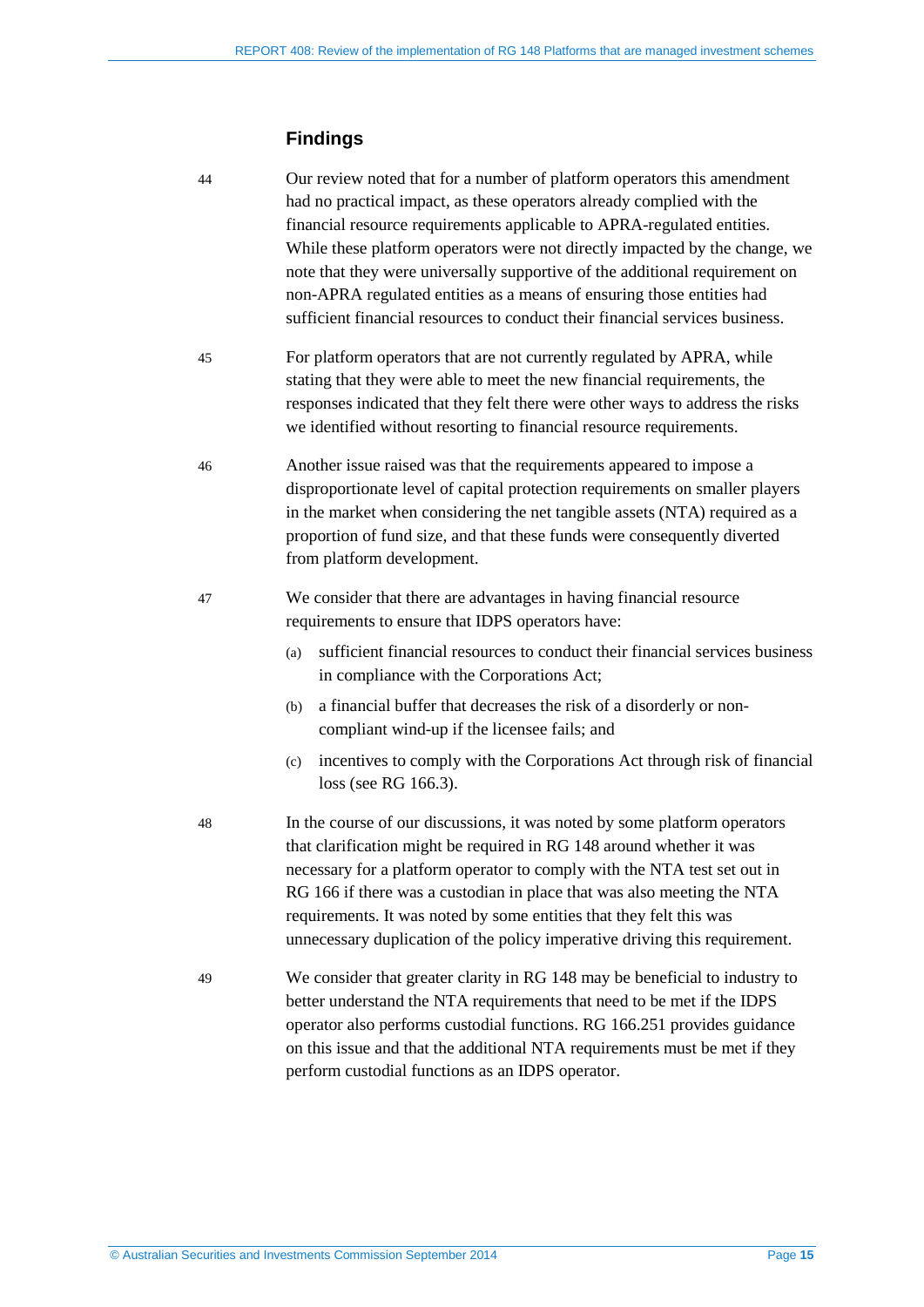## Findings

44 Our review noted that for a number of platform operators this amendment had no practical impact, as these operators already complied with the financial resource requirements applicable to APRA-regulated entities. While these platform operators were not directly impacted by the change, we note that they were universally supportive of the additional requirement on non-APRA regulated entities as a means of ensuring those entities had sufficient financial resources to conduct their financial services business.

45 For platform operators that are not currently regulated by APRA, while stating that they were able to meet the new financial requirements, the responses indicated that they felt there were other ways to address the risks we identified without resorting to financial resource requirements.

46 Another issue raised was that the requirements appeared to impose a disproportionate level of capital protection requirements on smaller players in the market when considering the net tangible assets (NTA) required as a proportion of fund size, and that these funds were consequently diverted from platform development.

47 We consider that there are advantages in having financial resource requirements to ensure that IDPS operators have:

(a) sufficient financial resources to conduct their financial services business in compliance with the Corporations Act;

(b) a financial buffer that decreases the risk of a disorderly or non-compliant wind-up if the licensee fails; and

(c) incentives to comply with the Corporations Act through risk of financial loss (see RG 166.3).

48 In the course of our discussions, it was noted by some platform operators that clarification might be required in RG 148 around whether it was necessary for a platform operator to comply with the NTA test set out in RG 166 if there was a custodian in place that was also meeting the NTA requirements. It was noted by some entities that they felt this was unnecessary duplication of the policy imperative driving this requirement.

49 We consider that greater clarity in RG 148 may be beneficial to industry to better understand the NTA requirements that need to be met if the IDPS operator also performs custodial functions. RG 166.251 provides guidance on this issue and that the additional NTA requirements must be met if they perform custodial functions as an IDPS operator.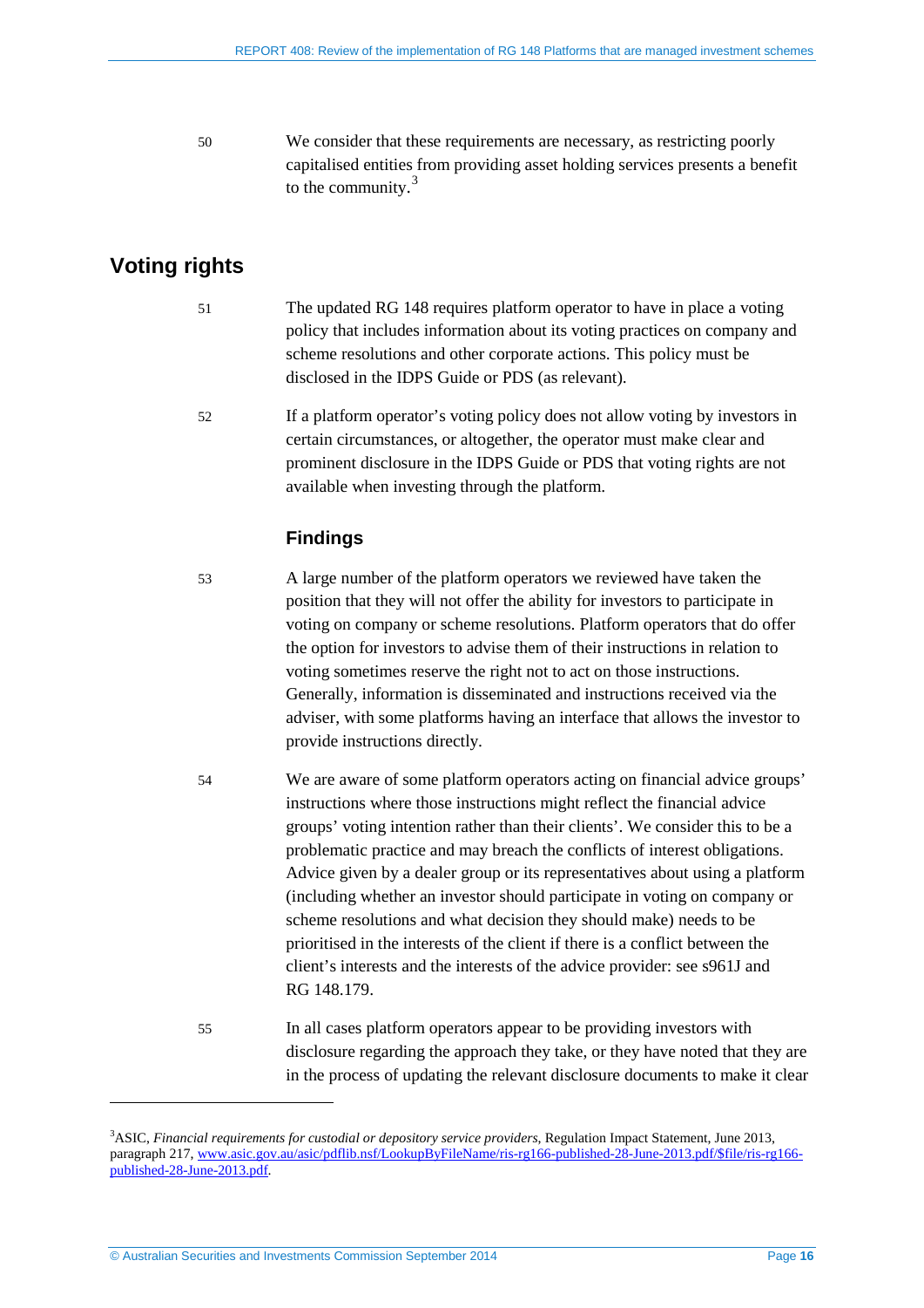50 We consider that these requirements are necessary, as restricting poorly capitalised entities from providing asset holding services presents a benefit to the community.[3]

## Voting rights

51 The updated RG 148 requires platform operator to have in place a voting policy that includes information about its voting practices on company and scheme resolutions and other corporate actions. This policy must be disclosed in the IDPS Guide or PDS (as relevant).

52 If a platform operator's voting policy does not allow voting by investors in certain circumstances, or altogether, the operator must make clear and prominent disclosure in the IDPS Guide or PDS that voting rights are not available when investing through the platform.

### Findings

53 A large number of the platform operators we reviewed have taken the position that they will not offer the ability for investors to participate in voting on company or scheme resolutions. Platform operators that do offer the option for investors to advise them of their instructions in relation to voting sometimes reserve the right not to act on those instructions. Generally, information is disseminated and instructions received via the adviser, with some platforms having an interface that allows the investor to provide instructions directly.

54 We are aware of some platform operators acting on financial advice groups' instructions where those instructions might reflect the financial advice groups' voting intention rather than their clients'. We consider this to be a problematic practice and may breach the conflicts of interest obligations. Advice given by a dealer group or its representatives about using a platform (including whether an investor should participate in voting on company or scheme resolutions and what decision they should make) needs to be prioritised in the interests of the client if there is a conflict between the client's interests and the interests of the advice provider: see s961J and RG 148.179.

55 In all cases platform operators appear to be providing investors with disclosure regarding the approach they take, or they have noted that they are in the process of updating the relevant disclosure documents to make it clear

---

[3] ASIC, *Financial requirements for custodial or depository service providers*, Regulation Impact Statement, June 2013, paragraph 217, www.asic.gov.au/asic/pdflib.nsf/LookupByFileName/ris-rg166-published-28-June-2013.pdf/$file/ris-rg166-published-28-June-2013.pdf.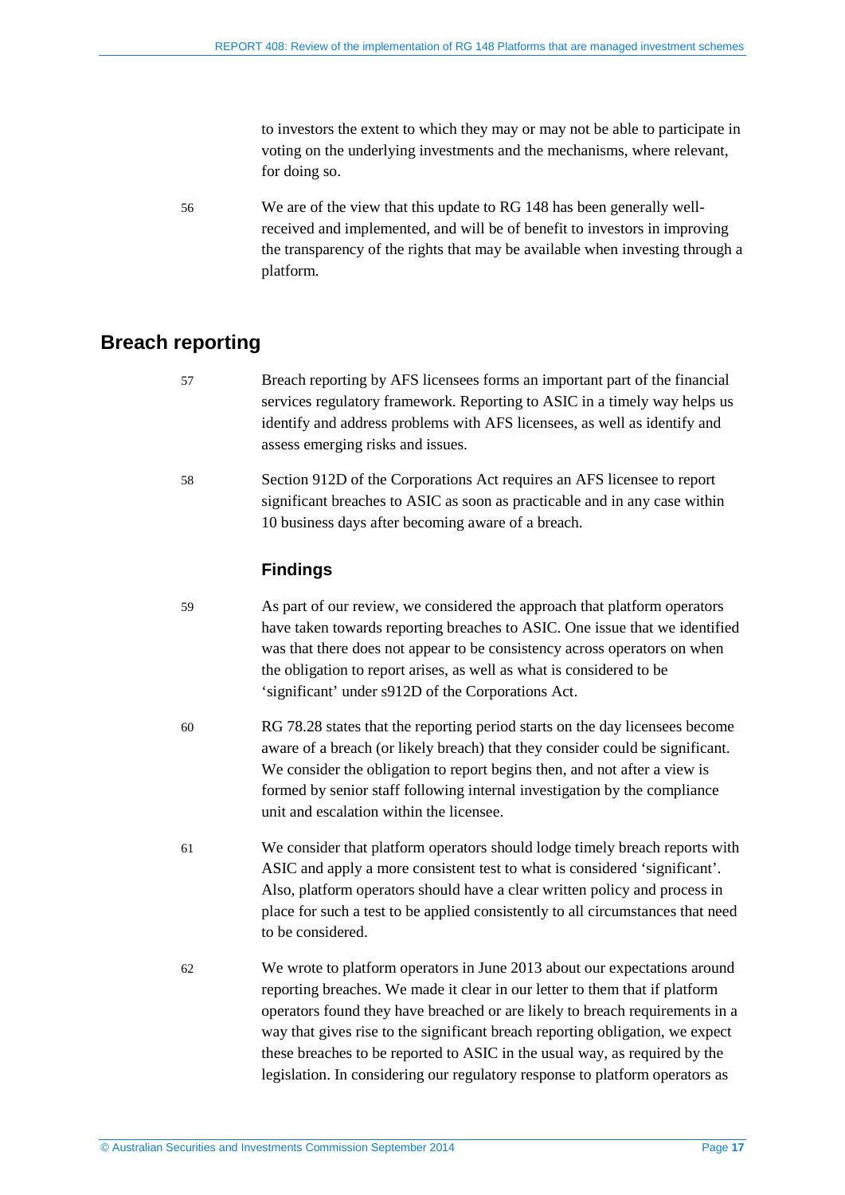to investors the extent to which they may or may not be able to participate in voting on the underlying investments and the mechanisms, where relevant, for doing so.

56 We are of the view that this update to RG 148 has been generally well-received and implemented, and will be of benefit to investors in improving the transparency of the rights that may be available when investing through a platform.

## Breach reporting

57 Breach reporting by AFS licensees forms an important part of the financial services regulatory framework. Reporting to ASIC in a timely way helps us identify and address problems with AFS licensees, as well as identify and assess emerging risks and issues.

58 Section 912D of the Corporations Act requires an AFS licensee to report significant breaches to ASIC as soon as practicable and in any case within 10 business days after becoming aware of a breach.

### Findings

59 As part of our review, we considered the approach that platform operators have taken towards reporting breaches to ASIC. One issue that we identified was that there does not appear to be consistency across operators on when the obligation to report arises, as well as what is considered to be 'significant' under s912D of the Corporations Act.

60 RG 78.28 states that the reporting period starts on the day licensees become aware of a breach (or likely breach) that they consider could be significant. We consider the obligation to report begins then, and not after a view is formed by senior staff following internal investigation by the compliance unit and escalation within the licensee.

61 We consider that platform operators should lodge timely breach reports with ASIC and apply a more consistent test to what is considered 'significant'. Also, platform operators should have a clear written policy and process in place for such a test to be applied consistently to all circumstances that need to be considered.

62 We wrote to platform operators in June 2013 about our expectations around reporting breaches. We made it clear in our letter to them that if platform operators found they have breached or are likely to breach requirements in a way that gives rise to the significant breach reporting obligation, we expect these breaches to be reported to ASIC in the usual way, as required by the legislation. In considering our regulatory response to platform operators as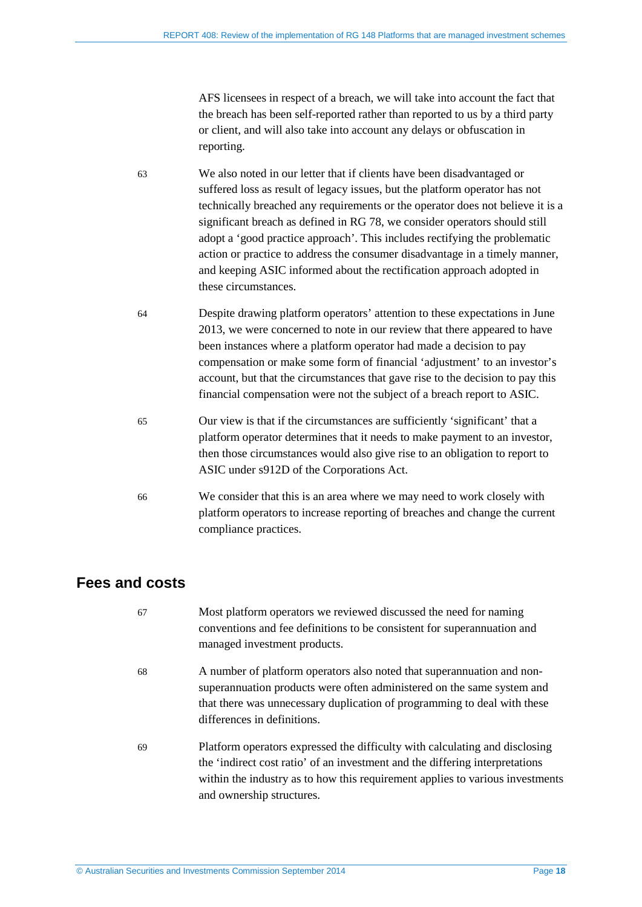AFS licensees in respect of a breach, we will take into account the fact that the breach has been self-reported rather than reported to us by a third party or client, and will also take into account any delays or obfuscation in reporting.

63 We also noted in our letter that if clients have been disadvantaged or suffered loss as result of legacy issues, but the platform operator has not technically breached any requirements or the operator does not believe it is a significant breach as defined in RG 78, we consider operators should still adopt a 'good practice approach'. This includes rectifying the problematic action or practice to address the consumer disadvantage in a timely manner, and keeping ASIC informed about the rectification approach adopted in these circumstances.

64 Despite drawing platform operators' attention to these expectations in June 2013, we were concerned to note in our review that there appeared to have been instances where a platform operator had made a decision to pay compensation or make some form of financial 'adjustment' to an investor's account, but that the circumstances that gave rise to the decision to pay this financial compensation were not the subject of a breach report to ASIC.

65 Our view is that if the circumstances are sufficiently 'significant' that a platform operator determines that it needs to make payment to an investor, then those circumstances would also give rise to an obligation to report to ASIC under s912D of the Corporations Act.

66 We consider that this is an area where we may need to work closely with platform operators to increase reporting of breaches and change the current compliance practices.

## Fees and costs

67 Most platform operators we reviewed discussed the need for naming conventions and fee definitions to be consistent for superannuation and managed investment products.

68 A number of platform operators also noted that superannuation and non-superannuation products were often administered on the same system and that there was unnecessary duplication of programming to deal with these differences in definitions.

69 Platform operators expressed the difficulty with calculating and disclosing the 'indirect cost ratio' of an investment and the differing interpretations within the industry as to how this requirement applies to various investments and ownership structures.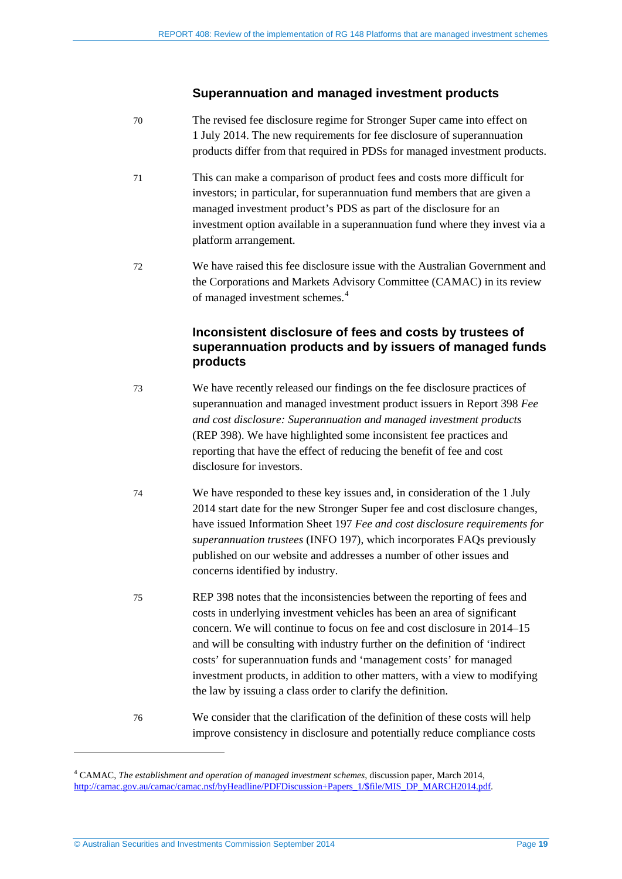### Superannuation and managed investment products

70 The revised fee disclosure regime for Stronger Super came into effect on 1 July 2014. The new requirements for fee disclosure of superannuation products differ from that required in PDSs for managed investment products.

71 This can make a comparison of product fees and costs more difficult for investors; in particular, for superannuation fund members that are given a managed investment product's PDS as part of the disclosure for an investment option available in a superannuation fund where they invest via a platform arrangement.

72 We have raised this fee disclosure issue with the Australian Government and the Corporations and Markets Advisory Committee (CAMAC) in its review of managed investment schemes.[4]

### Inconsistent disclosure of fees and costs by trustees of superannuation products and by issuers of managed funds products

73 We have recently released our findings on the fee disclosure practices of superannuation and managed investment product issuers in Report 398 *Fee and cost disclosure: Superannuation and managed investment products* (REP 398). We have highlighted some inconsistent fee practices and reporting that have the effect of reducing the benefit of fee and cost disclosure for investors.

74 We have responded to these key issues and, in consideration of the 1 July 2014 start date for the new Stronger Super fee and cost disclosure changes, have issued Information Sheet 197 *Fee and cost disclosure requirements for superannuation trustees* (INFO 197), which incorporates FAQs previously published on our website and addresses a number of other issues and concerns identified by industry.

75 REP 398 notes that the inconsistencies between the reporting of fees and costs in underlying investment vehicles has been an area of significant concern. We will continue to focus on fee and cost disclosure in 2014–15 and will be consulting with industry further on the definition of 'indirect costs' for superannuation funds and 'management costs' for managed investment products, in addition to other matters, with a view to modifying the law by issuing a class order to clarify the definition.

76 We consider that the clarification of the definition of these costs will help improve consistency in disclosure and potentially reduce compliance costs

---

[4] CAMAC, *The establishment and operation of managed investment schemes*, discussion paper, March 2014, http://camac.gov.au/camac/camac.nsf/byHeadline/PDFDiscussion+Papers_1/$file/MIS_DP_MARCH2014.pdf.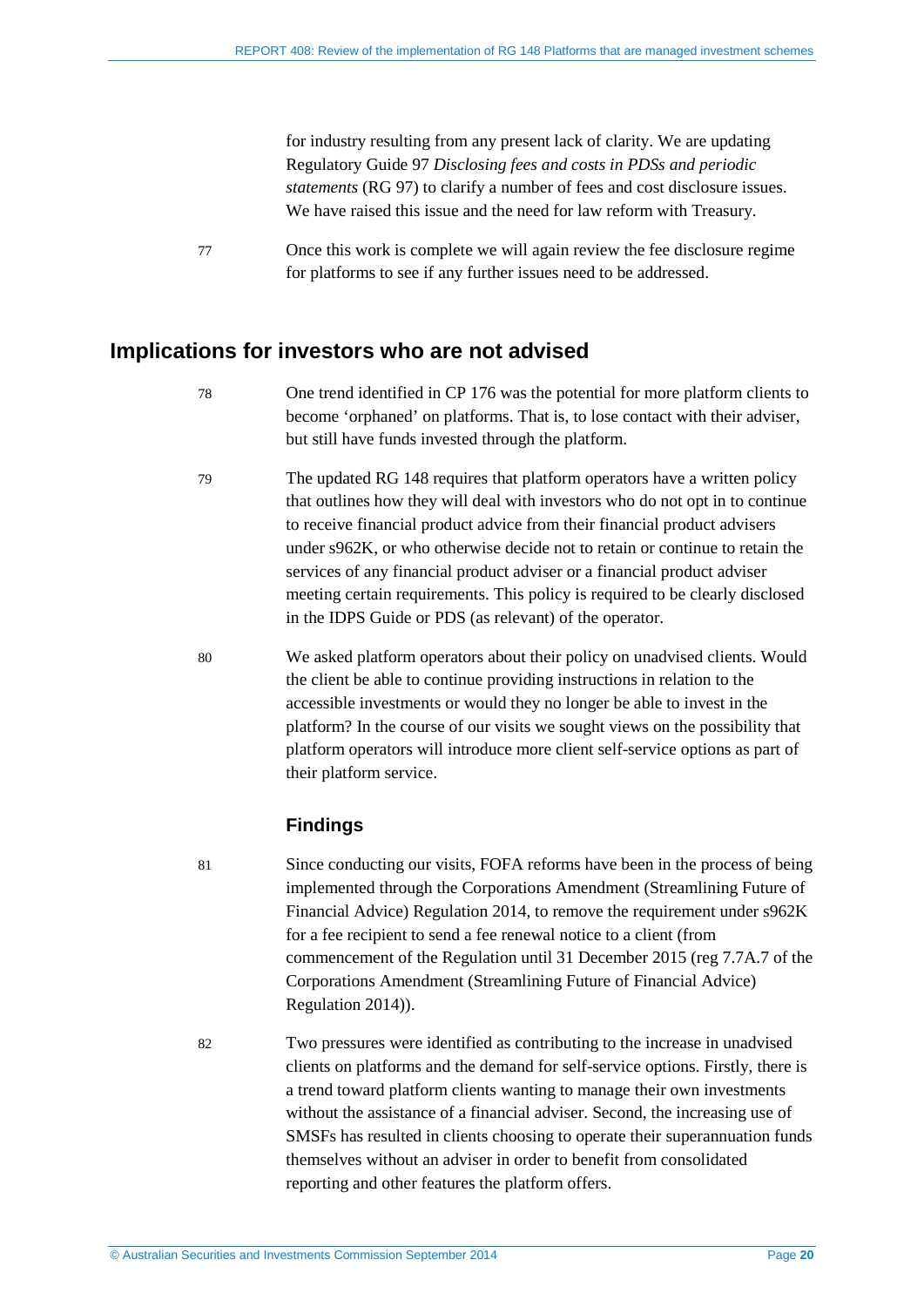for industry resulting from any present lack of clarity. We are updating Regulatory Guide 97 *Disclosing fees and costs in PDSs and periodic statements* (RG 97) to clarify a number of fees and cost disclosure issues. We have raised this issue and the need for law reform with Treasury.

77 Once this work is complete we will again review the fee disclosure regime for platforms to see if any further issues need to be addressed.

## Implications for investors who are not advised

78 One trend identified in CP 176 was the potential for more platform clients to become 'orphaned' on platforms. That is, to lose contact with their adviser, but still have funds invested through the platform.

79 The updated RG 148 requires that platform operators have a written policy that outlines how they will deal with investors who do not opt in to continue to receive financial product advice from their financial product advisers under s962K, or who otherwise decide not to retain or continue to retain the services of any financial product adviser or a financial product adviser meeting certain requirements. This policy is required to be clearly disclosed in the IDPS Guide or PDS (as relevant) of the operator.

80 We asked platform operators about their policy on unadvised clients. Would the client be able to continue providing instructions in relation to the accessible investments or would they no longer be able to invest in the platform? In the course of our visits we sought views on the possibility that platform operators will introduce more client self-service options as part of their platform service.

### Findings

81 Since conducting our visits, FOFA reforms have been in the process of being implemented through the Corporations Amendment (Streamlining Future of Financial Advice) Regulation 2014, to remove the requirement under s962K for a fee recipient to send a fee renewal notice to a client (from commencement of the Regulation until 31 December 2015 (reg 7.7A.7 of the Corporations Amendment (Streamlining Future of Financial Advice) Regulation 2014)).

82 Two pressures were identified as contributing to the increase in unadvised clients on platforms and the demand for self-service options. Firstly, there is a trend toward platform clients wanting to manage their own investments without the assistance of a financial adviser. Second, the increasing use of SMSFs has resulted in clients choosing to operate their superannuation funds themselves without an adviser in order to benefit from consolidated reporting and other features the platform offers.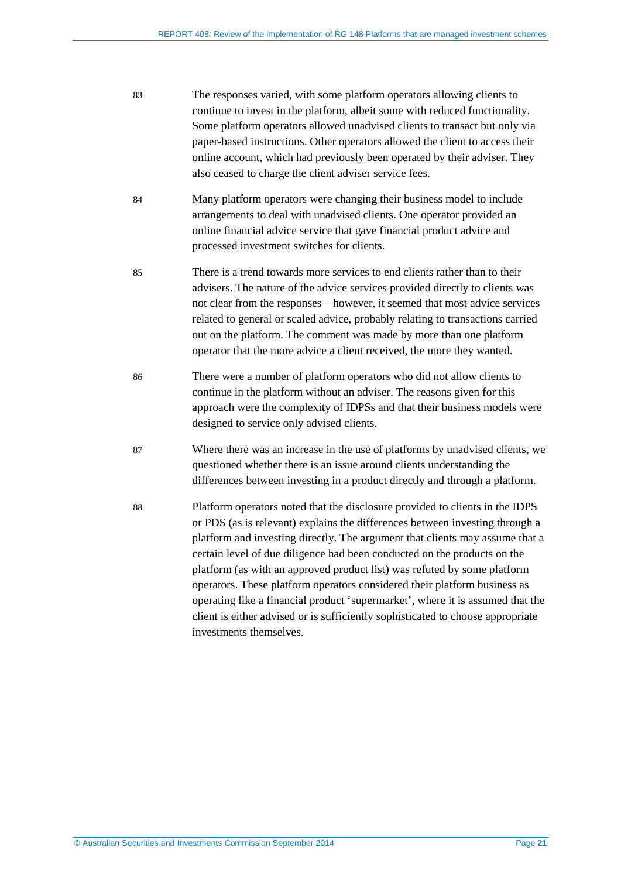83 The responses varied, with some platform operators allowing clients to continue to invest in the platform, albeit some with reduced functionality. Some platform operators allowed unadvised clients to transact but only via paper-based instructions. Other operators allowed the client to access their online account, which had previously been operated by their adviser. They also ceased to charge the client adviser service fees.

84 Many platform operators were changing their business model to include arrangements to deal with unadvised clients. One operator provided an online financial advice service that gave financial product advice and processed investment switches for clients.

85 There is a trend towards more services to end clients rather than to their advisers. The nature of the advice services provided directly to clients was not clear from the responses—however, it seemed that most advice services related to general or scaled advice, probably relating to transactions carried out on the platform. The comment was made by more than one platform operator that the more advice a client received, the more they wanted.

86 There were a number of platform operators who did not allow clients to continue in the platform without an adviser. The reasons given for this approach were the complexity of IDPSs and that their business models were designed to service only advised clients.

87 Where there was an increase in the use of platforms by unadvised clients, we questioned whether there is an issue around clients understanding the differences between investing in a product directly and through a platform.

88 Platform operators noted that the disclosure provided to clients in the IDPS or PDS (as is relevant) explains the differences between investing through a platform and investing directly. The argument that clients may assume that a certain level of due diligence had been conducted on the products on the platform (as with an approved product list) was refuted by some platform operators. These platform operators considered their platform business as operating like a financial product 'supermarket', where it is assumed that the client is either advised or is sufficiently sophisticated to choose appropriate investments themselves.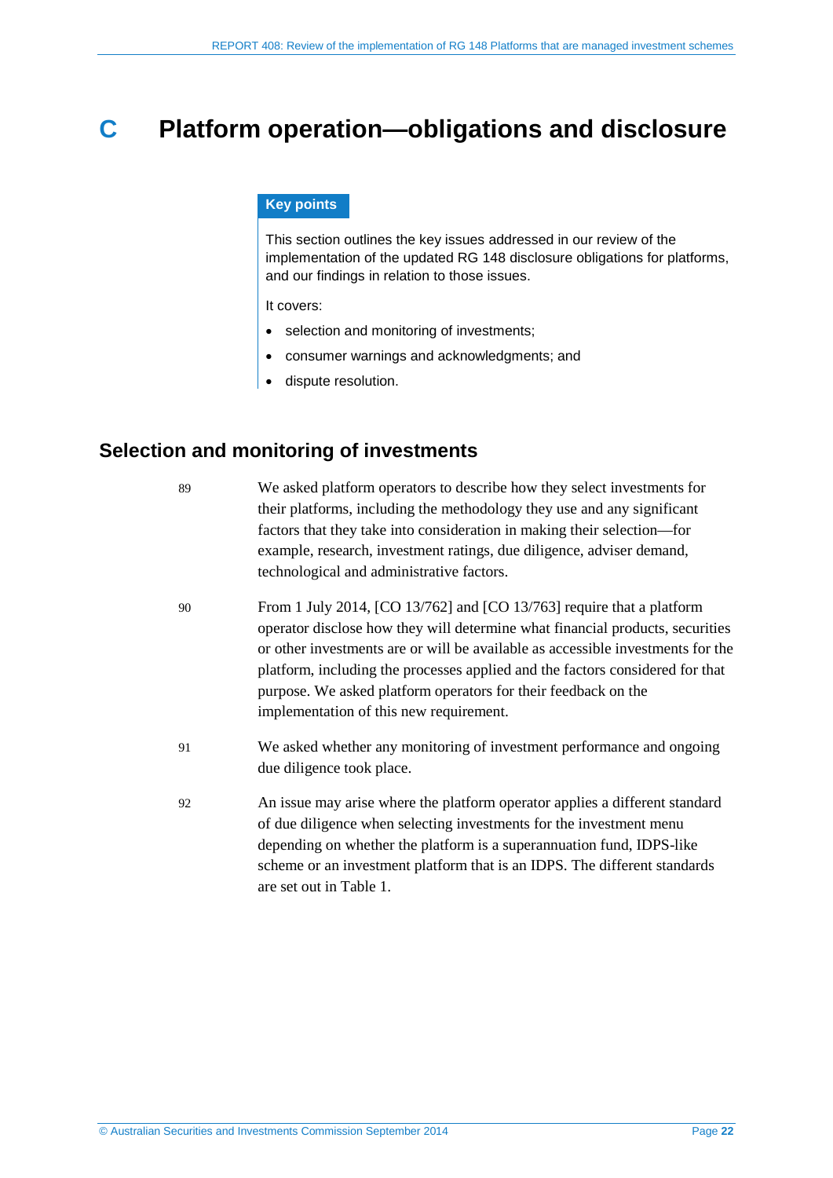# C Platform operation—obligations and disclosure

**Key points**

This section outlines the key issues addressed in our review of the implementation of the updated RG 148 disclosure obligations for platforms, and our findings in relation to those issues.

It covers:

- selection and monitoring of investments;
- consumer warnings and acknowledgments; and
- dispute resolution.

## Selection and monitoring of investments

89 We asked platform operators to describe how they select investments for their platforms, including the methodology they use and any significant factors that they take into consideration in making their selection—for example, research, investment ratings, due diligence, adviser demand, technological and administrative factors.

90 From 1 July 2014, [CO 13/762] and [CO 13/763] require that a platform operator disclose how they will determine what financial products, securities or other investments are or will be available as accessible investments for the platform, including the processes applied and the factors considered for that purpose. We asked platform operators for their feedback on the implementation of this new requirement.

91 We asked whether any monitoring of investment performance and ongoing due diligence took place.

92 An issue may arise where the platform operator applies a different standard of due diligence when selecting investments for the investment menu depending on whether the platform is a superannuation fund, IDPS-like scheme or an investment platform that is an IDPS. The different standards are set out in Table 1.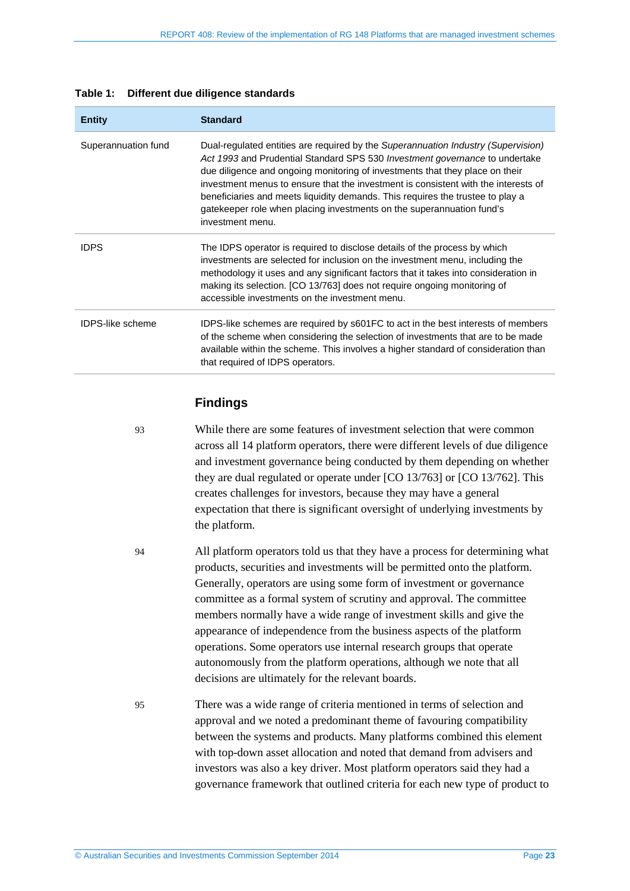**Table 1: Different due diligence standards**

| Entity | Standard |
| --- | --- |
| Superannuation fund | Dual-regulated entities are required by the *Superannuation Industry (Supervision) Act 1993* and Prudential Standard SPS 530 *Investment governance* to undertake due diligence and ongoing monitoring of investments that they place on their investment menus to ensure that the investment is consistent with the interests of beneficiaries and meets liquidity demands. This requires the trustee to play a gatekeeper role when placing investments on the superannuation fund's investment menu. |
| IDPS | The IDPS operator is required to disclose details of the process by which investments are selected for inclusion on the investment menu, including the methodology it uses and any significant factors that it takes into consideration in making its selection. [CO 13/763] does not require ongoing monitoring of accessible investments on the investment menu. |
| IDPS-like scheme | IDPS-like schemes are required by s601FC to act in the best interests of members of the scheme when considering the selection of investments that are to be made available within the scheme. This involves a higher standard of consideration than that required of IDPS operators. |

## Findings

93 While there are some features of investment selection that were common across all 14 platform operators, there were different levels of due diligence and investment governance being conducted by them depending on whether they are dual regulated or operate under [CO 13/763] or [CO 13/762]. This creates challenges for investors, because they may have a general expectation that there is significant oversight of underlying investments by the platform.

94 All platform operators told us that they have a process for determining what products, securities and investments will be permitted onto the platform. Generally, operators are using some form of investment or governance committee as a formal system of scrutiny and approval. The committee members normally have a wide range of investment skills and give the appearance of independence from the business aspects of the platform operations. Some operators use internal research groups that operate autonomously from the platform operations, although we note that all decisions are ultimately for the relevant boards.

95 There was a wide range of criteria mentioned in terms of selection and approval and we noted a predominant theme of favouring compatibility between the systems and products. Many platforms combined this element with top-down asset allocation and noted that demand from advisers and investors was also a key driver. Most platform operators said they had a governance framework that outlined criteria for each new type of product to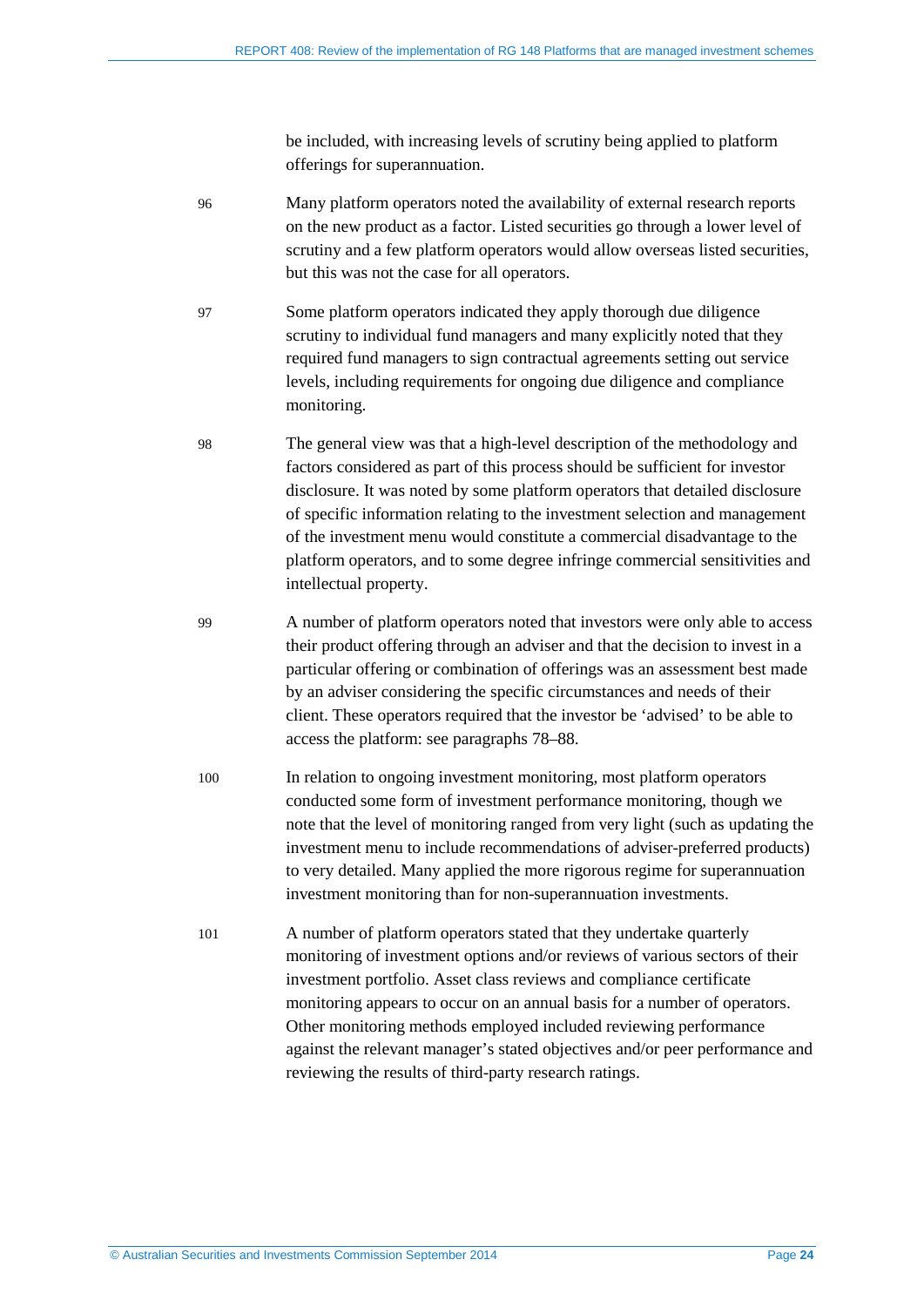be included, with increasing levels of scrutiny being applied to platform offerings for superannuation.

96 Many platform operators noted the availability of external research reports on the new product as a factor. Listed securities go through a lower level of scrutiny and a few platform operators would allow overseas listed securities, but this was not the case for all operators.

97 Some platform operators indicated they apply thorough due diligence scrutiny to individual fund managers and many explicitly noted that they required fund managers to sign contractual agreements setting out service levels, including requirements for ongoing due diligence and compliance monitoring.

98 The general view was that a high-level description of the methodology and factors considered as part of this process should be sufficient for investor disclosure. It was noted by some platform operators that detailed disclosure of specific information relating to the investment selection and management of the investment menu would constitute a commercial disadvantage to the platform operators, and to some degree infringe commercial sensitivities and intellectual property.

99 A number of platform operators noted that investors were only able to access their product offering through an adviser and that the decision to invest in a particular offering or combination of offerings was an assessment best made by an adviser considering the specific circumstances and needs of their client. These operators required that the investor be 'advised' to be able to access the platform: see paragraphs 78–88.

100 In relation to ongoing investment monitoring, most platform operators conducted some form of investment performance monitoring, though we note that the level of monitoring ranged from very light (such as updating the investment menu to include recommendations of adviser-preferred products) to very detailed. Many applied the more rigorous regime for superannuation investment monitoring than for non-superannuation investments.

101 A number of platform operators stated that they undertake quarterly monitoring of investment options and/or reviews of various sectors of their investment portfolio. Asset class reviews and compliance certificate monitoring appears to occur on an annual basis for a number of operators. Other monitoring methods employed included reviewing performance against the relevant manager's stated objectives and/or peer performance and reviewing the results of third-party research ratings.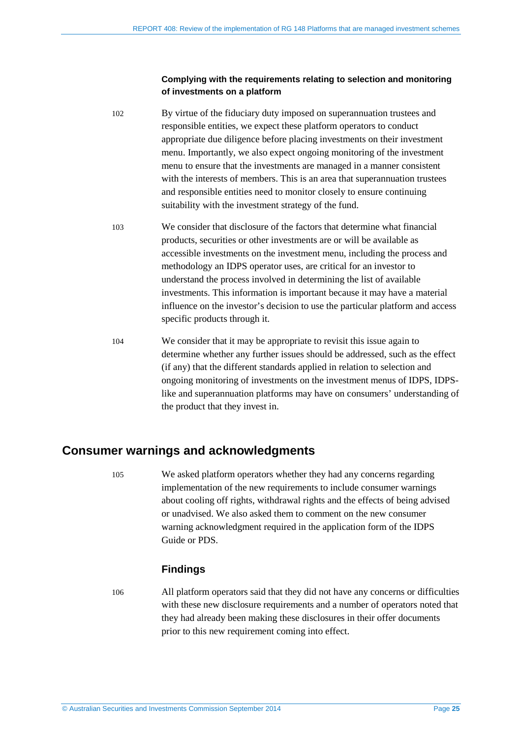### Complying with the requirements relating to selection and monitoring of investments on a platform

102 By virtue of the fiduciary duty imposed on superannuation trustees and responsible entities, we expect these platform operators to conduct appropriate due diligence before placing investments on their investment menu. Importantly, we also expect ongoing monitoring of the investment menu to ensure that the investments are managed in a manner consistent with the interests of members. This is an area that superannuation trustees and responsible entities need to monitor closely to ensure continuing suitability with the investment strategy of the fund.

103 We consider that disclosure of the factors that determine what financial products, securities or other investments are or will be available as accessible investments on the investment menu, including the process and methodology an IDPS operator uses, are critical for an investor to understand the process involved in determining the list of available investments. This information is important because it may have a material influence on the investor's decision to use the particular platform and access specific products through it.

104 We consider that it may be appropriate to revisit this issue again to determine whether any further issues should be addressed, such as the effect (if any) that the different standards applied in relation to selection and ongoing monitoring of investments on the investment menus of IDPS, IDPS-like and superannuation platforms may have on consumers' understanding of the product that they invest in.

## Consumer warnings and acknowledgments

105 We asked platform operators whether they had any concerns regarding implementation of the new requirements to include consumer warnings about cooling off rights, withdrawal rights and the effects of being advised or unadvised. We also asked them to comment on the new consumer warning acknowledgment required in the application form of the IDPS Guide or PDS.

### Findings

106 All platform operators said that they did not have any concerns or difficulties with these new disclosure requirements and a number of operators noted that they had already been making these disclosures in their offer documents prior to this new requirement coming into effect.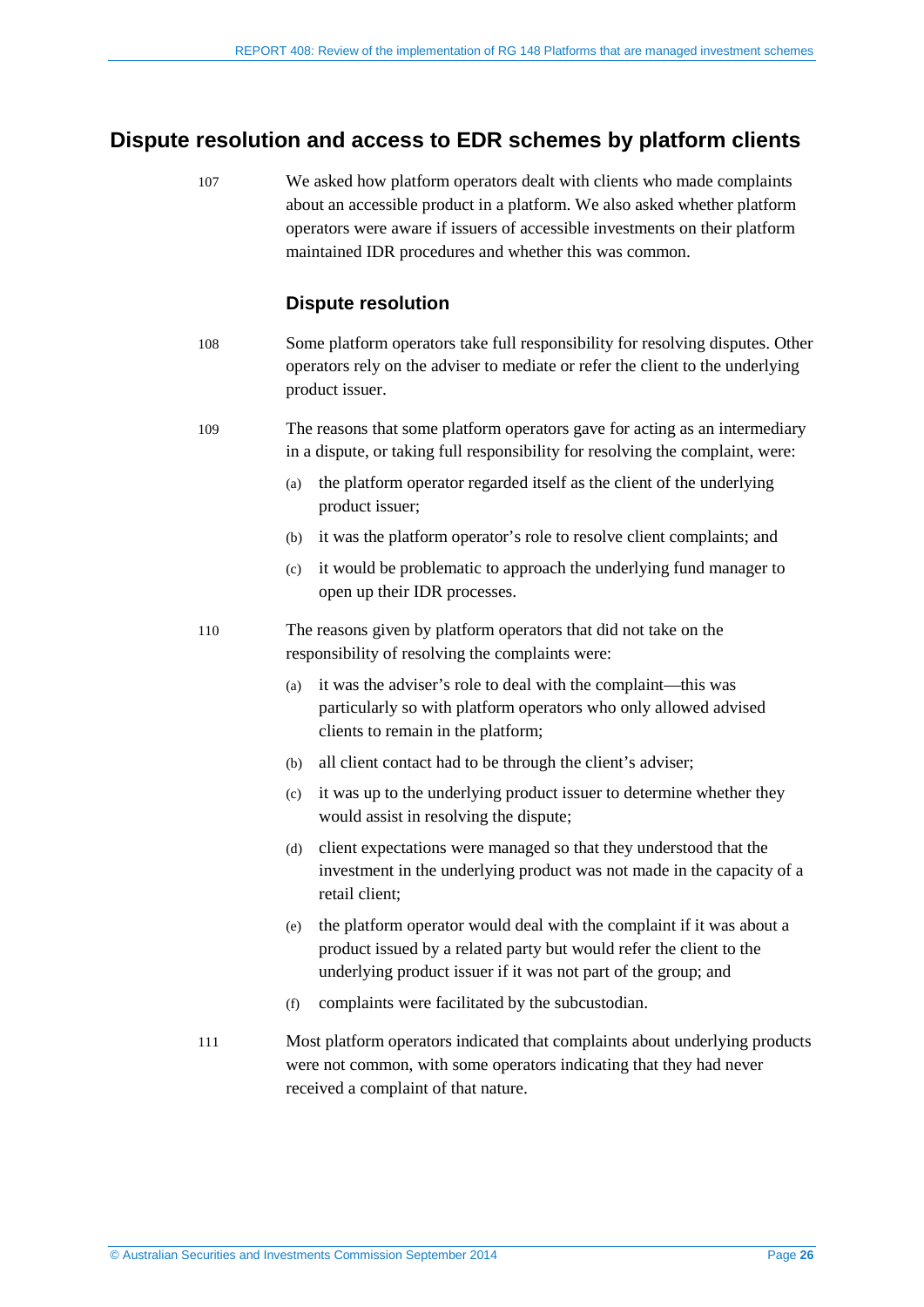## Dispute resolution and access to EDR schemes by platform clients

107 We asked how platform operators dealt with clients who made complaints about an accessible product in a platform. We also asked whether platform operators were aware if issuers of accessible investments on their platform maintained IDR procedures and whether this was common.

### Dispute resolution

108 Some platform operators take full responsibility for resolving disputes. Other operators rely on the adviser to mediate or refer the client to the underlying product issuer.

109 The reasons that some platform operators gave for acting as an intermediary in a dispute, or taking full responsibility for resolving the complaint, were:

- (a) the platform operator regarded itself as the client of the underlying product issuer;
- (b) it was the platform operator's role to resolve client complaints; and
- (c) it would be problematic to approach the underlying fund manager to open up their IDR processes.

110 The reasons given by platform operators that did not take on the responsibility of resolving the complaints were:

- (a) it was the adviser's role to deal with the complaint—this was particularly so with platform operators who only allowed advised clients to remain in the platform;
- (b) all client contact had to be through the client's adviser;
- (c) it was up to the underlying product issuer to determine whether they would assist in resolving the dispute;
- (d) client expectations were managed so that they understood that the investment in the underlying product was not made in the capacity of a retail client;
- (e) the platform operator would deal with the complaint if it was about a product issued by a related party but would refer the client to the underlying product issuer if it was not part of the group; and
- (f) complaints were facilitated by the subcustodian.

111 Most platform operators indicated that complaints about underlying products were not common, with some operators indicating that they had never received a complaint of that nature.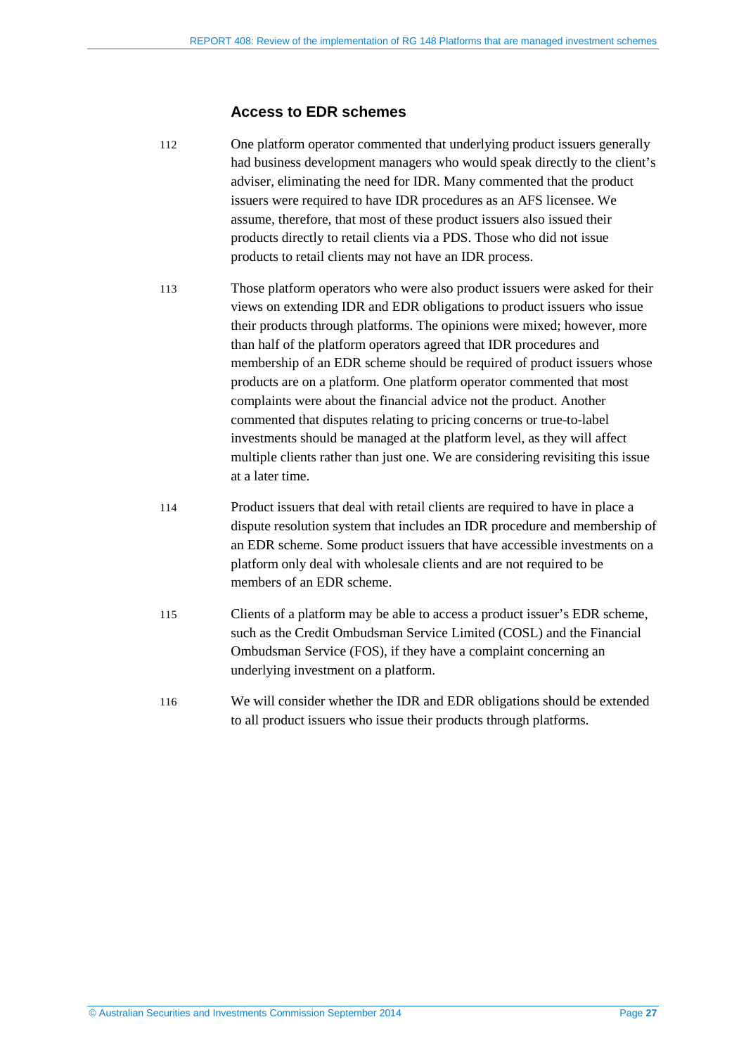### Access to EDR schemes

112 One platform operator commented that underlying product issuers generally had business development managers who would speak directly to the client's adviser, eliminating the need for IDR. Many commented that the product issuers were required to have IDR procedures as an AFS licensee. We assume, therefore, that most of these product issuers also issued their products directly to retail clients via a PDS. Those who did not issue products to retail clients may not have an IDR process.

113 Those platform operators who were also product issuers were asked for their views on extending IDR and EDR obligations to product issuers who issue their products through platforms. The opinions were mixed; however, more than half of the platform operators agreed that IDR procedures and membership of an EDR scheme should be required of product issuers whose products are on a platform. One platform operator commented that most complaints were about the financial advice not the product. Another commented that disputes relating to pricing concerns or true-to-label investments should be managed at the platform level, as they will affect multiple clients rather than just one. We are considering revisiting this issue at a later time.

114 Product issuers that deal with retail clients are required to have in place a dispute resolution system that includes an IDR procedure and membership of an EDR scheme. Some product issuers that have accessible investments on a platform only deal with wholesale clients and are not required to be members of an EDR scheme.

115 Clients of a platform may be able to access a product issuer's EDR scheme, such as the Credit Ombudsman Service Limited (COSL) and the Financial Ombudsman Service (FOS), if they have a complaint concerning an underlying investment on a platform.

116 We will consider whether the IDR and EDR obligations should be extended to all product issuers who issue their products through platforms.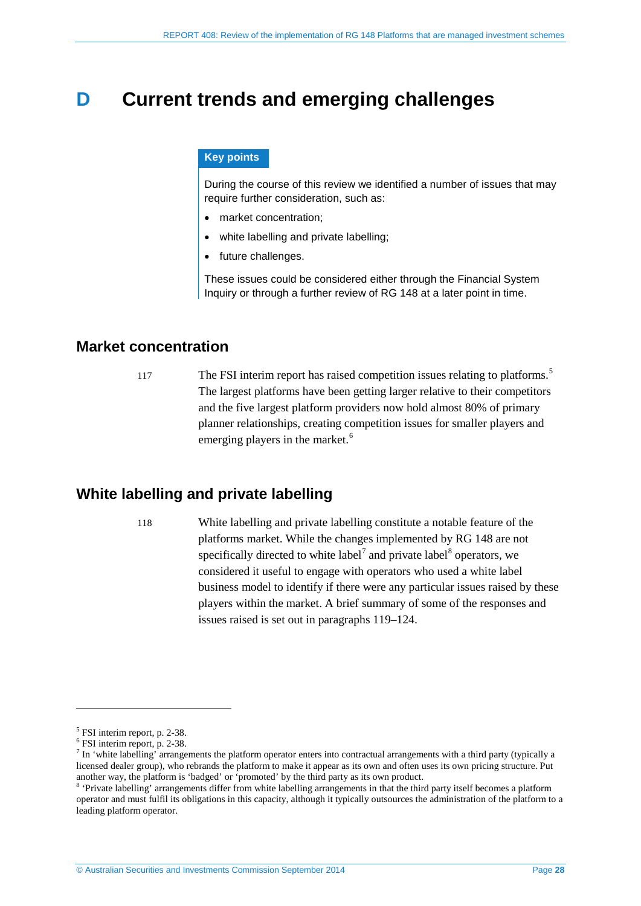# D Current trends and emerging challenges

**Key points**

During the course of this review we identified a number of issues that may require further consideration, such as:

- market concentration;
- white labelling and private labelling;
- future challenges.

These issues could be considered either through the Financial System Inquiry or through a further review of RG 148 at a later point in time.

## Market concentration

117 The FSI interim report has raised competition issues relating to platforms.[5] The largest platforms have been getting larger relative to their competitors and the five largest platform providers now hold almost 80% of primary planner relationships, creating competition issues for smaller players and emerging players in the market.[6]

## White labelling and private labelling

118 White labelling and private labelling constitute a notable feature of the platforms market. While the changes implemented by RG 148 are not specifically directed to white label[7] and private label[8] operators, we considered it useful to engage with operators who used a white label business model to identify if there were any particular issues raised by these players within the market. A brief summary of some of the responses and issues raised is set out in paragraphs 119–124.

---

[5] FSI interim report, p. 2-38.

[6] FSI interim report, p. 2-38.

[7] In 'white labelling' arrangements the platform operator enters into contractual arrangements with a third party (typically a licensed dealer group), who rebrands the platform to make it appear as its own and often uses its own pricing structure. Put another way, the platform is 'badged' or 'promoted' by the third party as its own product.

[8] 'Private labelling' arrangements differ from white labelling arrangements in that the third party itself becomes a platform operator and must fulfil its obligations in this capacity, although it typically outsources the administration of the platform to a leading platform operator.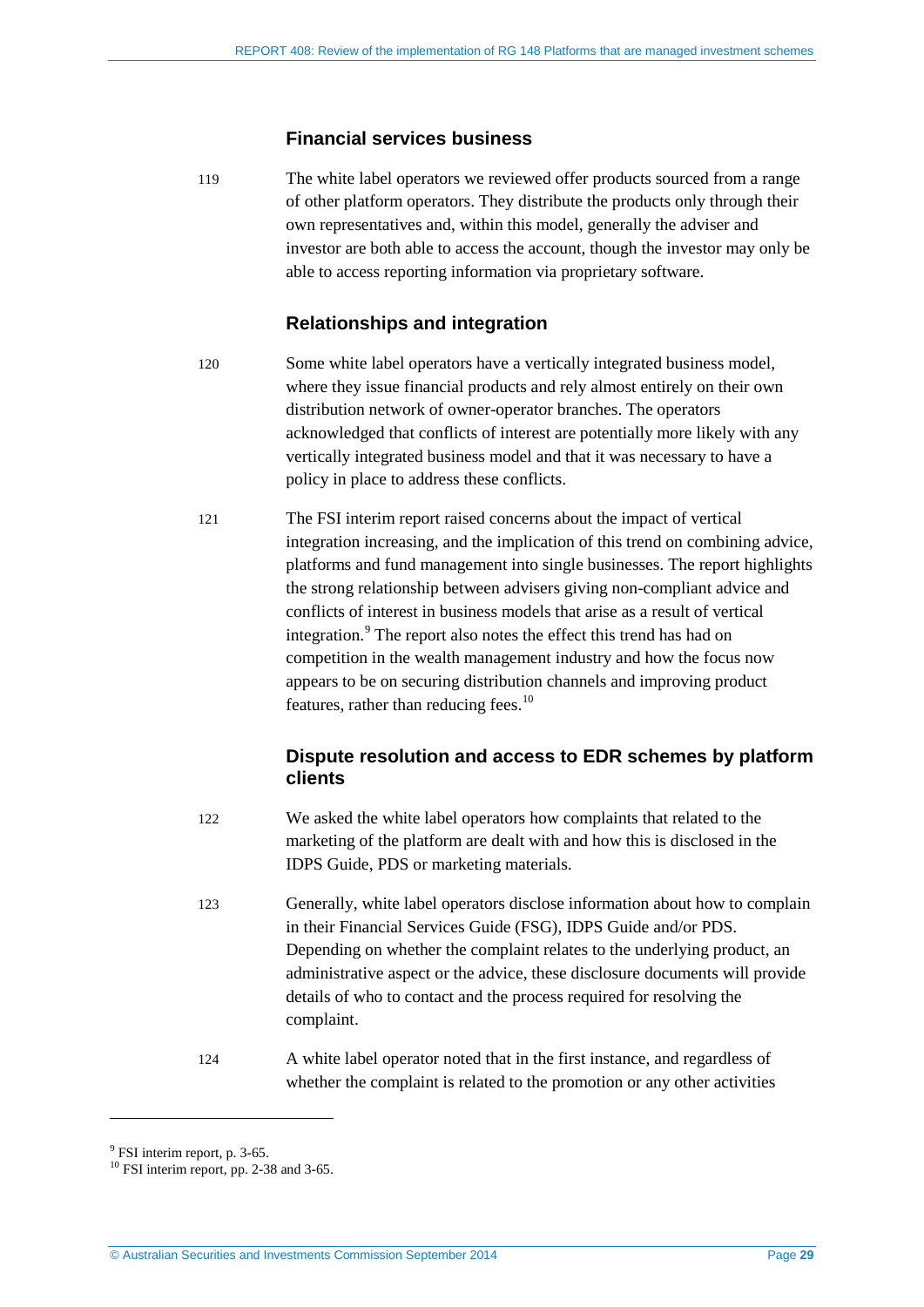### Financial services business

119 The white label operators we reviewed offer products sourced from a range of other platform operators. They distribute the products only through their own representatives and, within this model, generally the adviser and investor are both able to access the account, though the investor may only be able to access reporting information via proprietary software.

### Relationships and integration

120 Some white label operators have a vertically integrated business model, where they issue financial products and rely almost entirely on their own distribution network of owner-operator branches. The operators acknowledged that conflicts of interest are potentially more likely with any vertically integrated business model and that it was necessary to have a policy in place to address these conflicts.

121 The FSI interim report raised concerns about the impact of vertical integration increasing, and the implication of this trend on combining advice, platforms and fund management into single businesses. The report highlights the strong relationship between advisers giving non-compliant advice and conflicts of interest in business models that arise as a result of vertical integration.[9] The report also notes the effect this trend has had on competition in the wealth management industry and how the focus now appears to be on securing distribution channels and improving product features, rather than reducing fees.[10]

### Dispute resolution and access to EDR schemes by platform clients

122 We asked the white label operators how complaints that related to the marketing of the platform are dealt with and how this is disclosed in the IDPS Guide, PDS or marketing materials.

123 Generally, white label operators disclose information about how to complain in their Financial Services Guide (FSG), IDPS Guide and/or PDS. Depending on whether the complaint relates to the underlying product, an administrative aspect or the advice, these disclosure documents will provide details of who to contact and the process required for resolving the complaint.

124 A white label operator noted that in the first instance, and regardless of whether the complaint is related to the promotion or any other activities

---

[9] FSI interim report, p. 3-65.

[10] FSI interim report, pp. 2-38 and 3-65.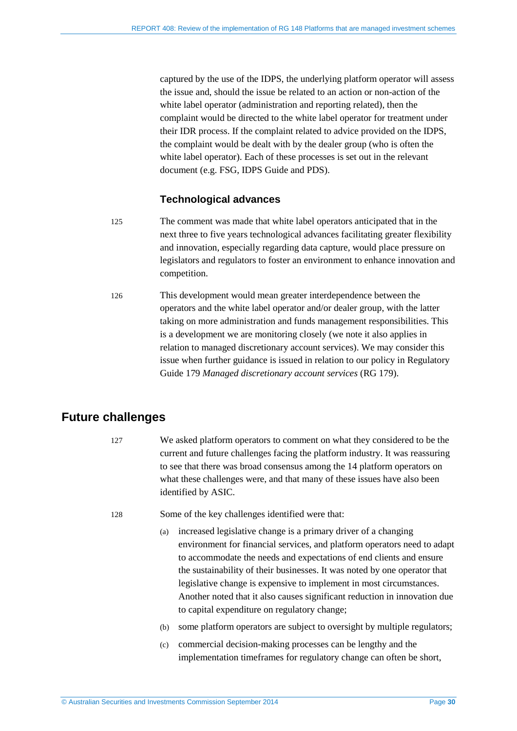captured by the use of the IDPS, the underlying platform operator will assess the issue and, should the issue be related to an action or non-action of the white label operator (administration and reporting related), then the complaint would be directed to the white label operator for treatment under their IDR process. If the complaint related to advice provided on the IDPS, the complaint would be dealt with by the dealer group (who is often the white label operator). Each of these processes is set out in the relevant document (e.g. FSG, IDPS Guide and PDS).

### Technological advances

125 The comment was made that white label operators anticipated that in the next three to five years technological advances facilitating greater flexibility and innovation, especially regarding data capture, would place pressure on legislators and regulators to foster an environment to enhance innovation and competition.

126 This development would mean greater interdependence between the operators and the white label operator and/or dealer group, with the latter taking on more administration and funds management responsibilities. This is a development we are monitoring closely (we note it also applies in relation to managed discretionary account services). We may consider this issue when further guidance is issued in relation to our policy in Regulatory Guide 179 *Managed discretionary account services* (RG 179).

## Future challenges

127 We asked platform operators to comment on what they considered to be the current and future challenges facing the platform industry. It was reassuring to see that there was broad consensus among the 14 platform operators on what these challenges were, and that many of these issues have also been identified by ASIC.

128 Some of the key challenges identified were that:

(a) increased legislative change is a primary driver of a changing environment for financial services, and platform operators need to adapt to accommodate the needs and expectations of end clients and ensure the sustainability of their businesses. It was noted by one operator that legislative change is expensive to implement in most circumstances. Another noted that it also causes significant reduction in innovation due to capital expenditure on regulatory change;

(b) some platform operators are subject to oversight by multiple regulators;

(c) commercial decision-making processes can be lengthy and the implementation timeframes for regulatory change can often be short,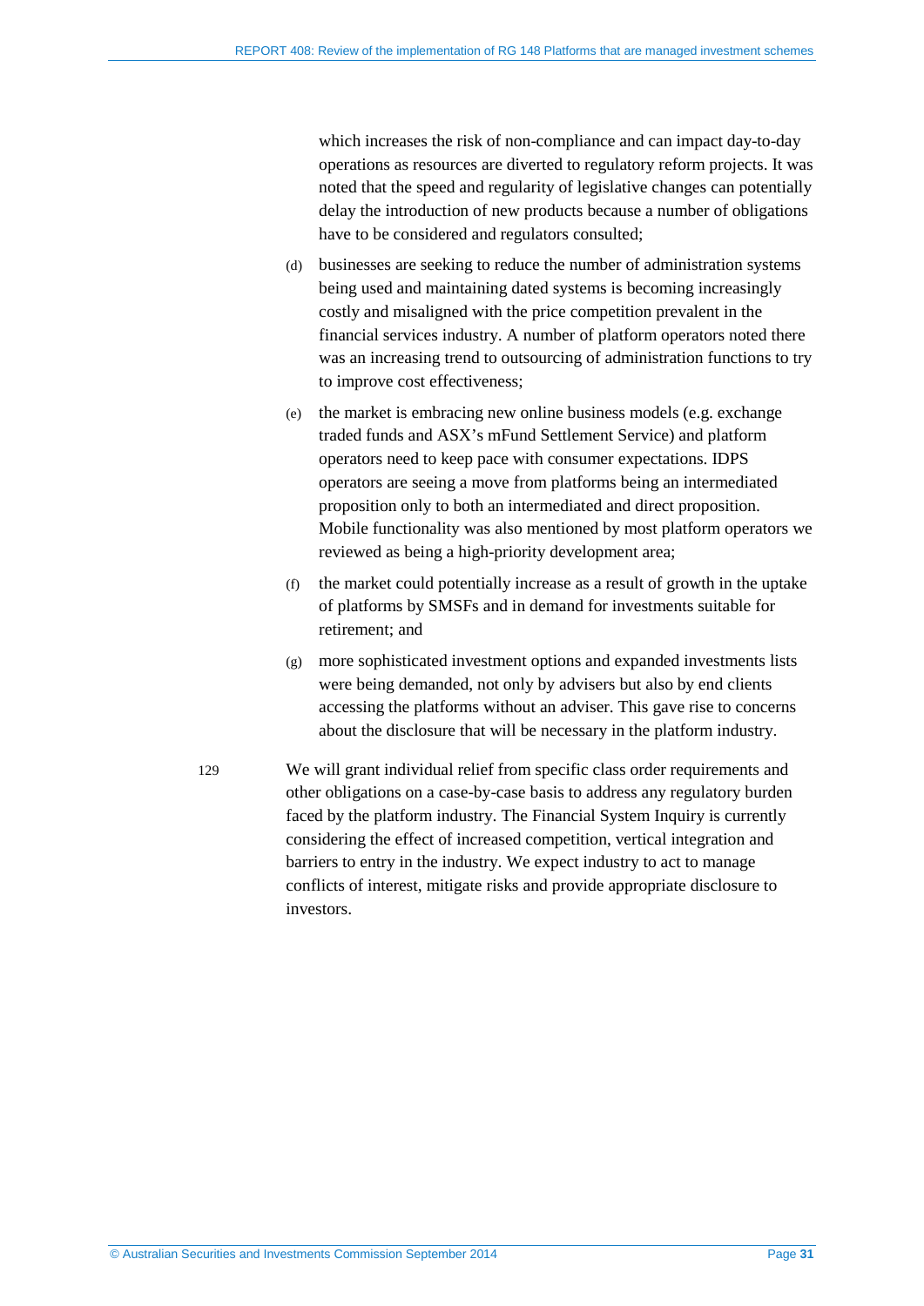which increases the risk of non-compliance and can impact day-to-day operations as resources are diverted to regulatory reform projects. It was noted that the speed and regularity of legislative changes can potentially delay the introduction of new products because a number of obligations have to be considered and regulators consulted;

(d) businesses are seeking to reduce the number of administration systems being used and maintaining dated systems is becoming increasingly costly and misaligned with the price competition prevalent in the financial services industry. A number of platform operators noted there was an increasing trend to outsourcing of administration functions to try to improve cost effectiveness;

(e) the market is embracing new online business models (e.g. exchange traded funds and ASX's mFund Settlement Service) and platform operators need to keep pace with consumer expectations. IDPS operators are seeing a move from platforms being an intermediated proposition only to both an intermediated and direct proposition. Mobile functionality was also mentioned by most platform operators we reviewed as being a high-priority development area;

(f) the market could potentially increase as a result of growth in the uptake of platforms by SMSFs and in demand for investments suitable for retirement; and

(g) more sophisticated investment options and expanded investments lists were being demanded, not only by advisers but also by end clients accessing the platforms without an adviser. This gave rise to concerns about the disclosure that will be necessary in the platform industry.

129 We will grant individual relief from specific class order requirements and other obligations on a case-by-case basis to address any regulatory burden faced by the platform industry. The Financial System Inquiry is currently considering the effect of increased competition, vertical integration and barriers to entry in the industry. We expect industry to act to manage conflicts of interest, mitigate risks and provide appropriate disclosure to investors.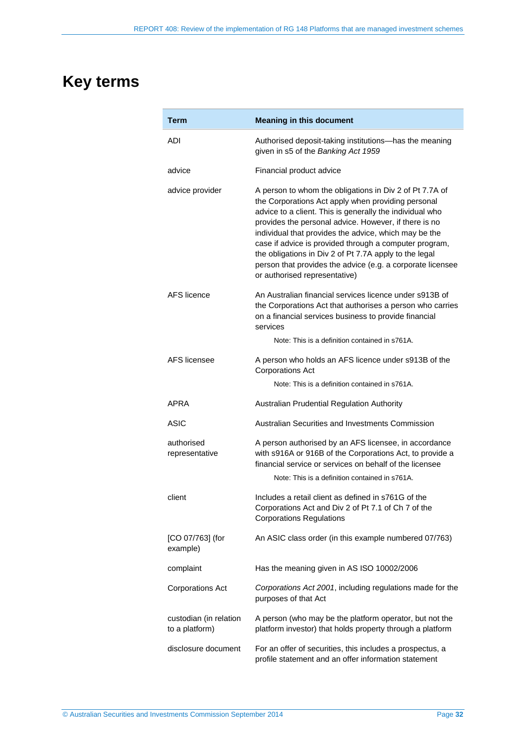# Key terms

| Term | Meaning in this document |
| --- | --- |
| ADI | Authorised deposit-taking institutions—has the meaning given in s5 of the *Banking Act 1959* |
| advice | Financial product advice |
| advice provider | A person to whom the obligations in Div 2 of Pt 7.7A of the Corporations Act apply when providing personal advice to a client. This is generally the individual who provides the personal advice. However, if there is no individual that provides the advice, which may be the case if advice is provided through a computer program, the obligations in Div 2 of Pt 7.7A apply to the legal person that provides the advice (e.g. a corporate licensee or authorised representative) |
| AFS licence | An Australian financial services licence under s913B of the Corporations Act that authorises a person who carries on a financial services business to provide financial services<br><br>Note: This is a definition contained in s761A. |
| AFS licensee | A person who holds an AFS licence under s913B of the Corporations Act<br><br>Note: This is a definition contained in s761A. |
| APRA | Australian Prudential Regulation Authority |
| ASIC | Australian Securities and Investments Commission |
| authorised representative | A person authorised by an AFS licensee, in accordance with s916A or 916B of the Corporations Act, to provide a financial service or services on behalf of the licensee<br><br>Note: This is a definition contained in s761A. |
| client | Includes a retail client as defined in s761G of the Corporations Act and Div 2 of Pt 7.1 of Ch 7 of the Corporations Regulations |
| [CO 07/763] (for example) | An ASIC class order (in this example numbered 07/763) |
| complaint | Has the meaning given in AS ISO 10002/2006 |
| Corporations Act | *Corporations Act 2001*, including regulations made for the purposes of that Act |
| custodian (in relation to a platform) | A person (who may be the platform operator, but not the platform investor) that holds property through a platform |
| disclosure document | For an offer of securities, this includes a prospectus, a profile statement and an offer information statement |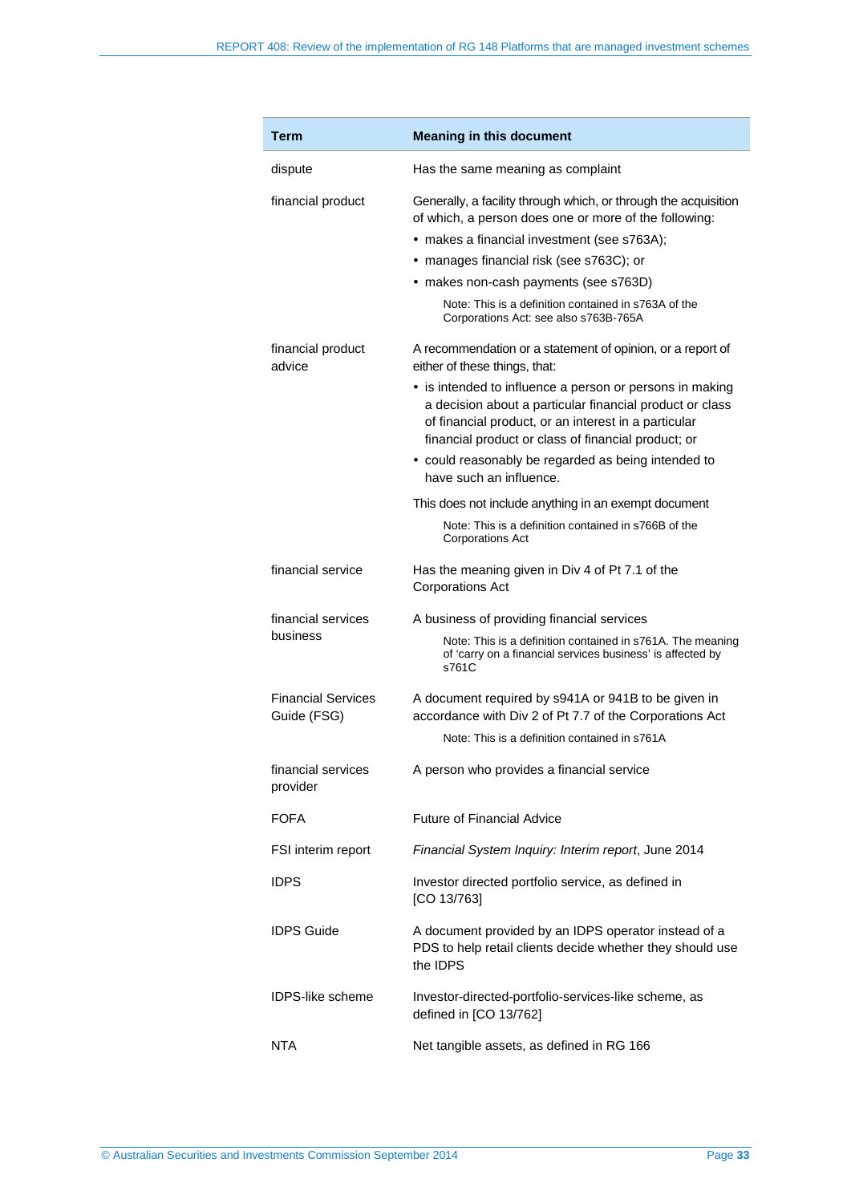| Term | Meaning in this document |
|---|---|
| dispute | Has the same meaning as complaint |
| financial product | Generally, a facility through which, or through the acquisition of which, a person does one or more of the following:<br>• makes a financial investment (see s763A);<br>• manages financial risk (see s763C); or<br>• makes non-cash payments (see s763D)<br>Note: This is a definition contained in s763A of the Corporations Act: see also s763B-765A |
| financial product advice | A recommendation or a statement of opinion, or a report of either of these things, that:<br>• is intended to influence a person or persons in making a decision about a particular financial product or class of financial product, or an interest in a particular financial product or class of financial product; or<br>• could reasonably be regarded as being intended to have such an influence.<br>This does not include anything in an exempt document<br>Note: This is a definition contained in s766B of the Corporations Act |
| financial service | Has the meaning given in Div 4 of Pt 7.1 of the Corporations Act |
| financial services business | A business of providing financial services<br>Note: This is a definition contained in s761A. The meaning of 'carry on a financial services business' is affected by s761C |
| Financial Services Guide (FSG) | A document required by s941A or 941B to be given in accordance with Div 2 of Pt 7.7 of the Corporations Act<br>Note: This is a definition contained in s761A |
| financial services provider | A person who provides a financial service |
| FOFA | Future of Financial Advice |
| FSI interim report | *Financial System Inquiry: Interim report*, June 2014 |
| IDPS | Investor directed portfolio service, as defined in [CO 13/763] |
| IDPS Guide | A document provided by an IDPS operator instead of a PDS to help retail clients decide whether they should use the IDPS |
| IDPS-like scheme | Investor-directed-portfolio-services-like scheme, as defined in [CO 13/762] |
| NTA | Net tangible assets, as defined in RG 166 |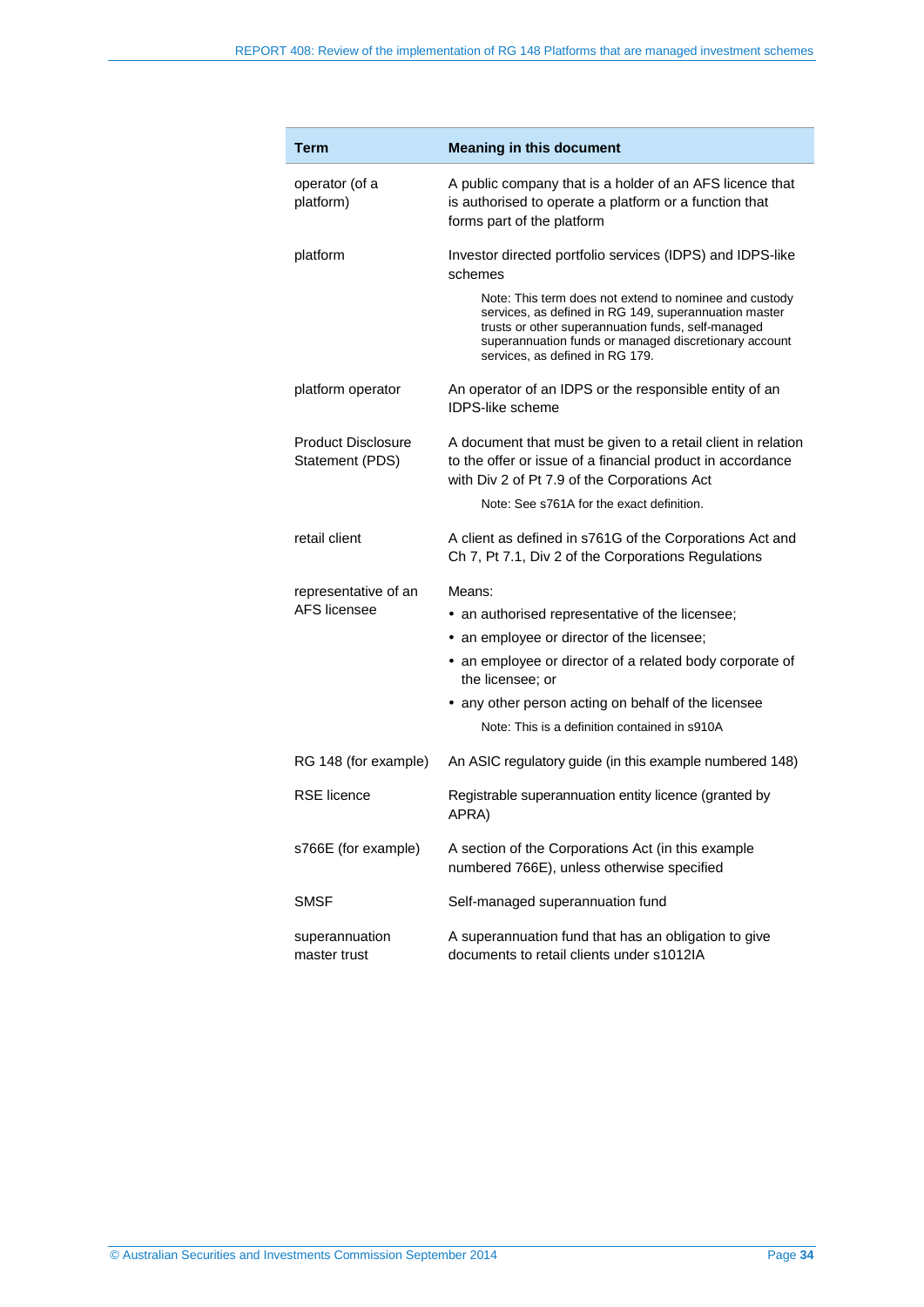| Term | Meaning in this document |
|---|---|
| operator (of a platform) | A public company that is a holder of an AFS licence that is authorised to operate a platform or a function that forms part of the platform |
| platform | Investor directed portfolio services (IDPS) and IDPS-like schemes<br><br>Note: This term does not extend to nominee and custody services, as defined in RG 149, superannuation master trusts or other superannuation funds, self-managed superannuation funds or managed discretionary account services, as defined in RG 179. |
| platform operator | An operator of an IDPS or the responsible entity of an IDPS-like scheme |
| Product Disclosure Statement (PDS) | A document that must be given to a retail client in relation to the offer or issue of a financial product in accordance with Div 2 of Pt 7.9 of the Corporations Act<br><br>Note: See s761A for the exact definition. |
| retail client | A client as defined in s761G of the Corporations Act and Ch 7, Pt 7.1, Div 2 of the Corporations Regulations |
| representative of an AFS licensee | Means:<br>• an authorised representative of the licensee;<br>• an employee or director of the licensee;<br>• an employee or director of a related body corporate of the licensee; or<br>• any other person acting on behalf of the licensee<br><br>Note: This is a definition contained in s910A |
| RG 148 (for example) | An ASIC regulatory guide (in this example numbered 148) |
| RSE licence | Registrable superannuation entity licence (granted by APRA) |
| s766E (for example) | A section of the Corporations Act (in this example numbered 766E), unless otherwise specified |
| SMSF | Self-managed superannuation fund |
| superannuation master trust | A superannuation fund that has an obligation to give documents to retail clients under s1012IA |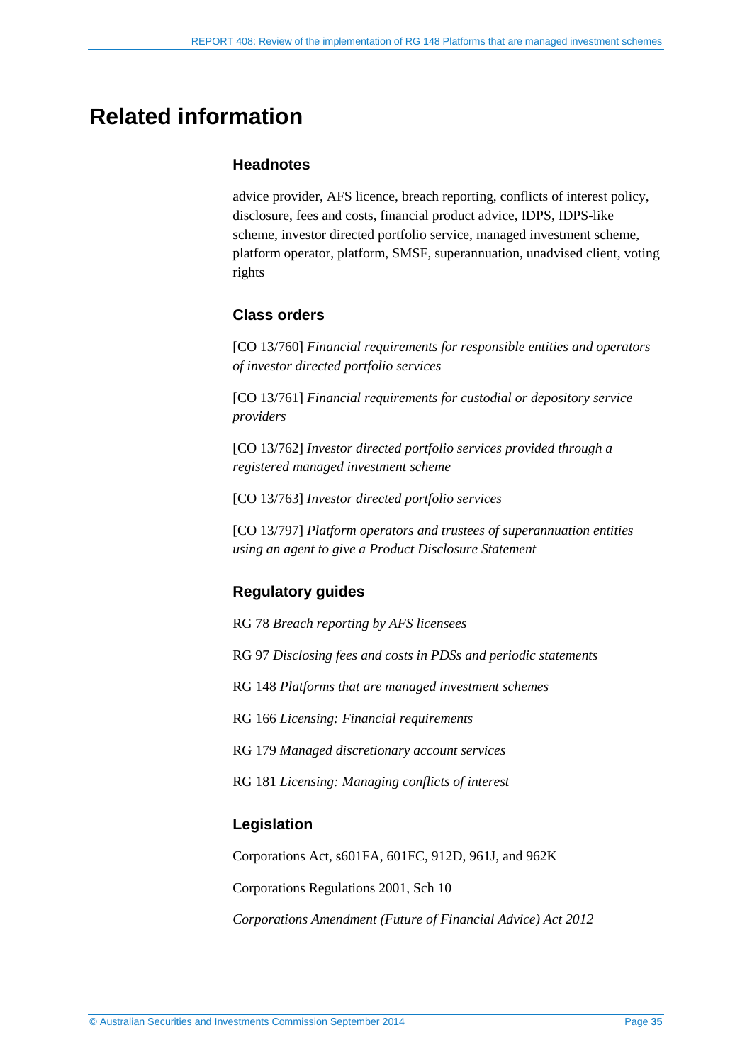# Related information

## Headnotes

advice provider, AFS licence, breach reporting, conflicts of interest policy, disclosure, fees and costs, financial product advice, IDPS, IDPS-like scheme, investor directed portfolio service, managed investment scheme, platform operator, platform, SMSF, superannuation, unadvised client, voting rights

## Class orders

[CO 13/760] *Financial requirements for responsible entities and operators of investor directed portfolio services*

[CO 13/761] *Financial requirements for custodial or depository service providers*

[CO 13/762] *Investor directed portfolio services provided through a registered managed investment scheme*

[CO 13/763] *Investor directed portfolio services*

[CO 13/797] *Platform operators and trustees of superannuation entities using an agent to give a Product Disclosure Statement*

## Regulatory guides

RG 78 *Breach reporting by AFS licensees*

RG 97 *Disclosing fees and costs in PDSs and periodic statements*

RG 148 *Platforms that are managed investment schemes*

RG 166 *Licensing: Financial requirements*

RG 179 *Managed discretionary account services*

RG 181 *Licensing: Managing conflicts of interest*

## Legislation

Corporations Act, s601FA, 601FC, 912D, 961J, and 962K

Corporations Regulations 2001, Sch 10

*Corporations Amendment (Future of Financial Advice) Act 2012*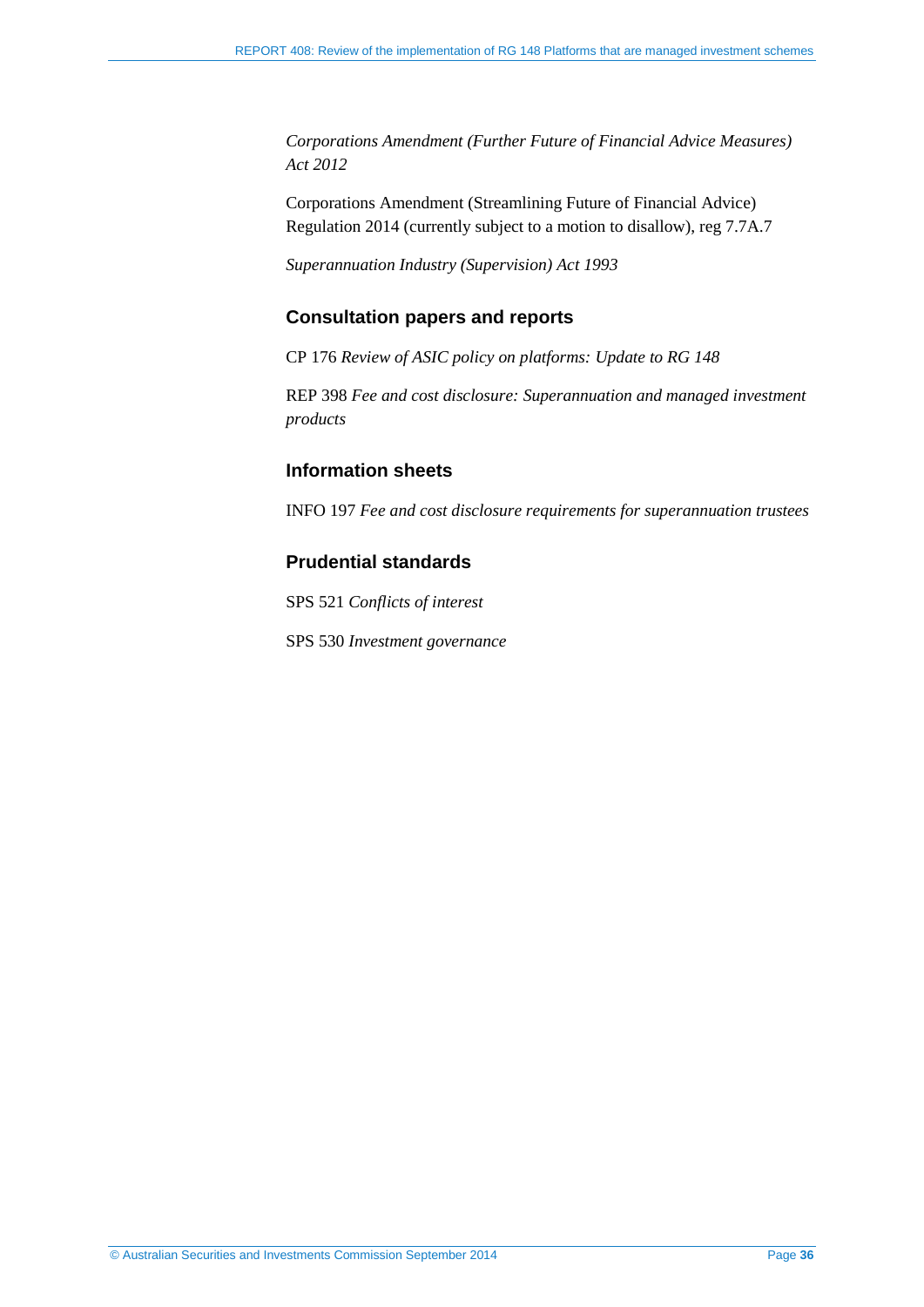*Corporations Amendment (Further Future of Financial Advice Measures) Act 2012*

Corporations Amendment (Streamlining Future of Financial Advice) Regulation 2014 (currently subject to a motion to disallow), reg 7.7A.7

*Superannuation Industry (Supervision) Act 1993*

## Consultation papers and reports

CP 176 *Review of ASIC policy on platforms: Update to RG 148*

REP 398 *Fee and cost disclosure: Superannuation and managed investment products*

## Information sheets

INFO 197 *Fee and cost disclosure requirements for superannuation trustees*

## Prudential standards

SPS 521 *Conflicts of interest*

SPS 530 *Investment governance*